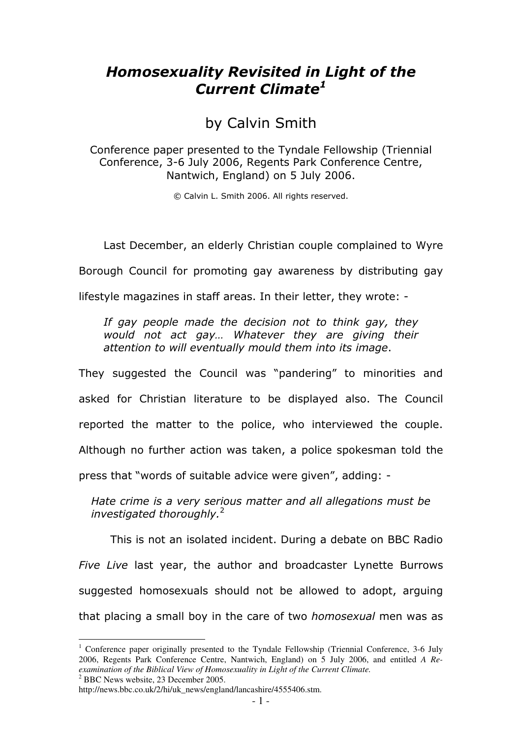# *Homosexuality Revisited in Light of the Current Climate*[1]

by Calvin Smith

Conference paper presented to the Tyndale Fellowship (Triennial Conference, 3-6 July 2006, Regents Park Conference Centre, Nantwich, England) on 5 July 2006.

© Calvin L. Smith 2006. All rights reserved.

Last December, an elderly Christian couple complained to Wyre Borough Council for promoting gay awareness by distributing gay lifestyle magazines in staff areas. In their letter, they wrote: -

> *If gay people made the decision not to think gay, they would not act gay… Whatever they are giving their attention to will eventually mould them into its image*.

They suggested the Council was "pandering" to minorities and asked for Christian literature to be displayed also. The Council reported the matter to the police, who interviewed the couple. Although no further action was taken, a police spokesman told the press that "words of suitable advice were given", adding: -

> *Hate crime is a very serious matter and all allegations must be investigated thoroughly.*[2]

This is not an isolated incident. During a debate on BBC Radio *Five Live* last year, the author and broadcaster Lynette Burrows suggested homosexuals should not be allowed to adopt, arguing that placing a small boy in the care of two *homosexual* men was as

---

[1] Conference paper originally presented to the Tyndale Fellowship (Triennial Conference, 3-6 July 2006, Regents Park Conference Centre, Nantwich, England) on 5 July 2006, and entitled *A Re-examination of the Biblical View of Homosexuality in Light of the Current Climate.*

[2] BBC News website, 23 December 2005. http://news.bbc.co.uk/2/hi/uk_news/england/lancashire/4555406.stm.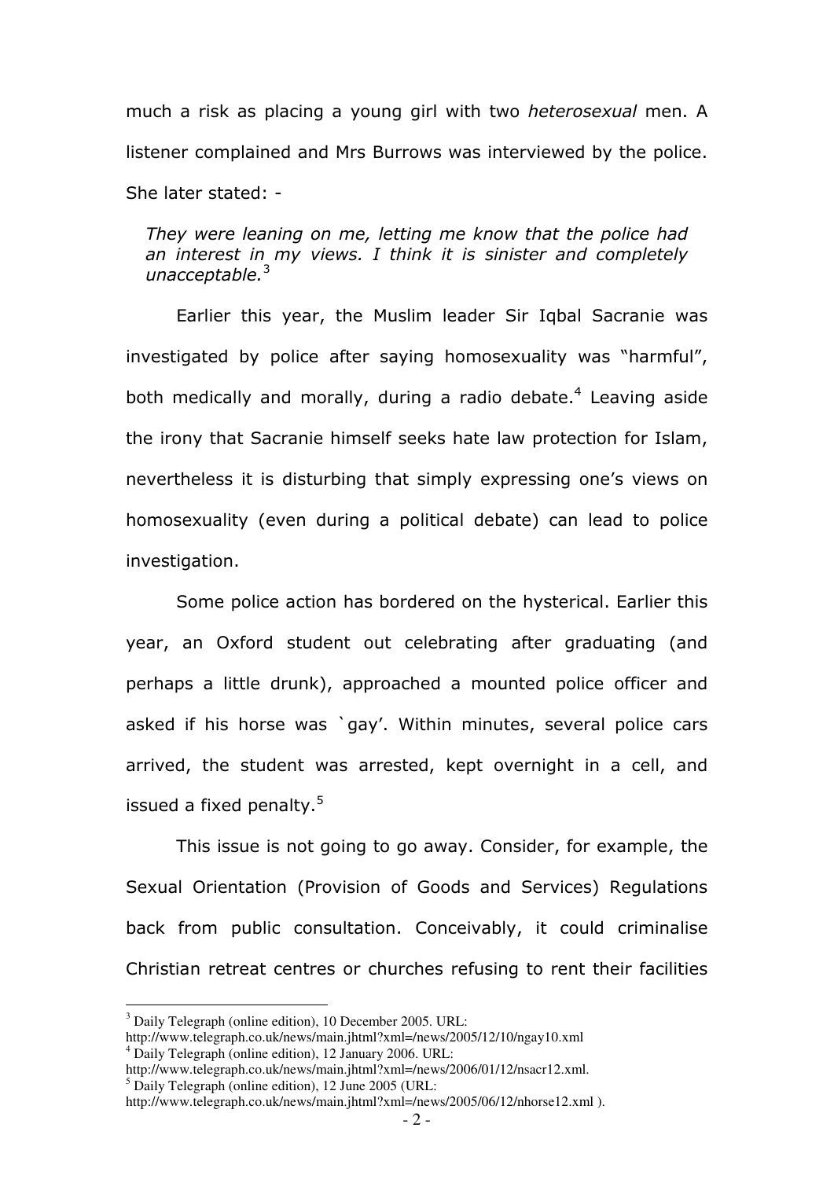much a risk as placing a young girl with two *heterosexual* men. A listener complained and Mrs Burrows was interviewed by the police. She later stated: -

> *They were leaning on me, letting me know that the police had an interest in my views. I think it is sinister and completely unacceptable.*[3]

Earlier this year, the Muslim leader Sir Iqbal Sacranie was investigated by police after saying homosexuality was "harmful", both medically and morally, during a radio debate.[4] Leaving aside the irony that Sacranie himself seeks hate law protection for Islam, nevertheless it is disturbing that simply expressing one's views on homosexuality (even during a political debate) can lead to police investigation.

Some police action has bordered on the hysterical. Earlier this year, an Oxford student out celebrating after graduating (and perhaps a little drunk), approached a mounted police officer and asked if his horse was `gay'. Within minutes, several police cars arrived, the student was arrested, kept overnight in a cell, and issued a fixed penalty.[5]

This issue is not going to go away. Consider, for example, the Sexual Orientation (Provision of Goods and Services) Regulations back from public consultation. Conceivably, it could criminalise Christian retreat centres or churches refusing to rent their facilities

---

[3] Daily Telegraph (online edition), 10 December 2005. URL: http://www.telegraph.co.uk/news/main.jhtml?xml=/news/2005/12/10/ngay10.xml

[4] Daily Telegraph (online edition), 12 January 2006. URL: http://www.telegraph.co.uk/news/main.jhtml?xml=/news/2006/01/12/nsacr12.xml.

[5] Daily Telegraph (online edition), 12 June 2005 (URL: http://www.telegraph.co.uk/news/main.jhtml?xml=/news/2005/06/12/nhorse12.xml ).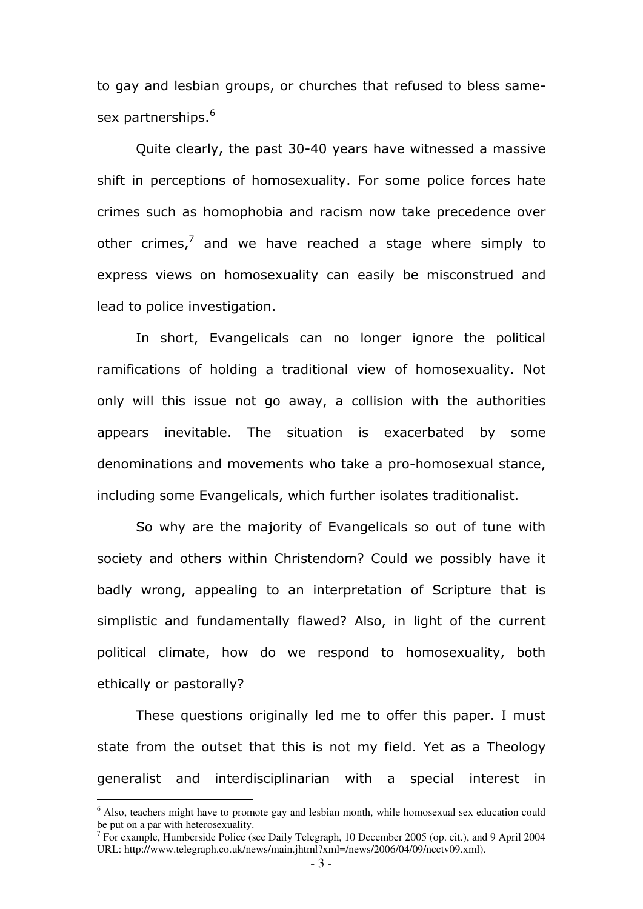to gay and lesbian groups, or churches that refused to bless same-sex partnerships.[6]

Quite clearly, the past 30-40 years have witnessed a massive shift in perceptions of homosexuality. For some police forces hate crimes such as homophobia and racism now take precedence over other crimes,[7] and we have reached a stage where simply to express views on homosexuality can easily be misconstrued and lead to police investigation.

In short, Evangelicals can no longer ignore the political ramifications of holding a traditional view of homosexuality. Not only will this issue not go away, a collision with the authorities appears inevitable. The situation is exacerbated by some denominations and movements who take a pro-homosexual stance, including some Evangelicals, which further isolates traditionalist.

So why are the majority of Evangelicals so out of tune with society and others within Christendom? Could we possibly have it badly wrong, appealing to an interpretation of Scripture that is simplistic and fundamentally flawed? Also, in light of the current political climate, how do we respond to homosexuality, both ethically or pastorally?

These questions originally led me to offer this paper. I must state from the outset that this is not my field. Yet as a Theology generalist and interdisciplinarian with a special interest in

---

[6] Also, teachers might have to promote gay and lesbian month, while homosexual sex education could be put on a par with heterosexuality.

[7] For example, Humberside Police (see Daily Telegraph, 10 December 2005 (op. cit.), and 9 April 2004 URL: http://www.telegraph.co.uk/news/main.jhtml?xml=/news/2006/04/09/ncctv09.xml).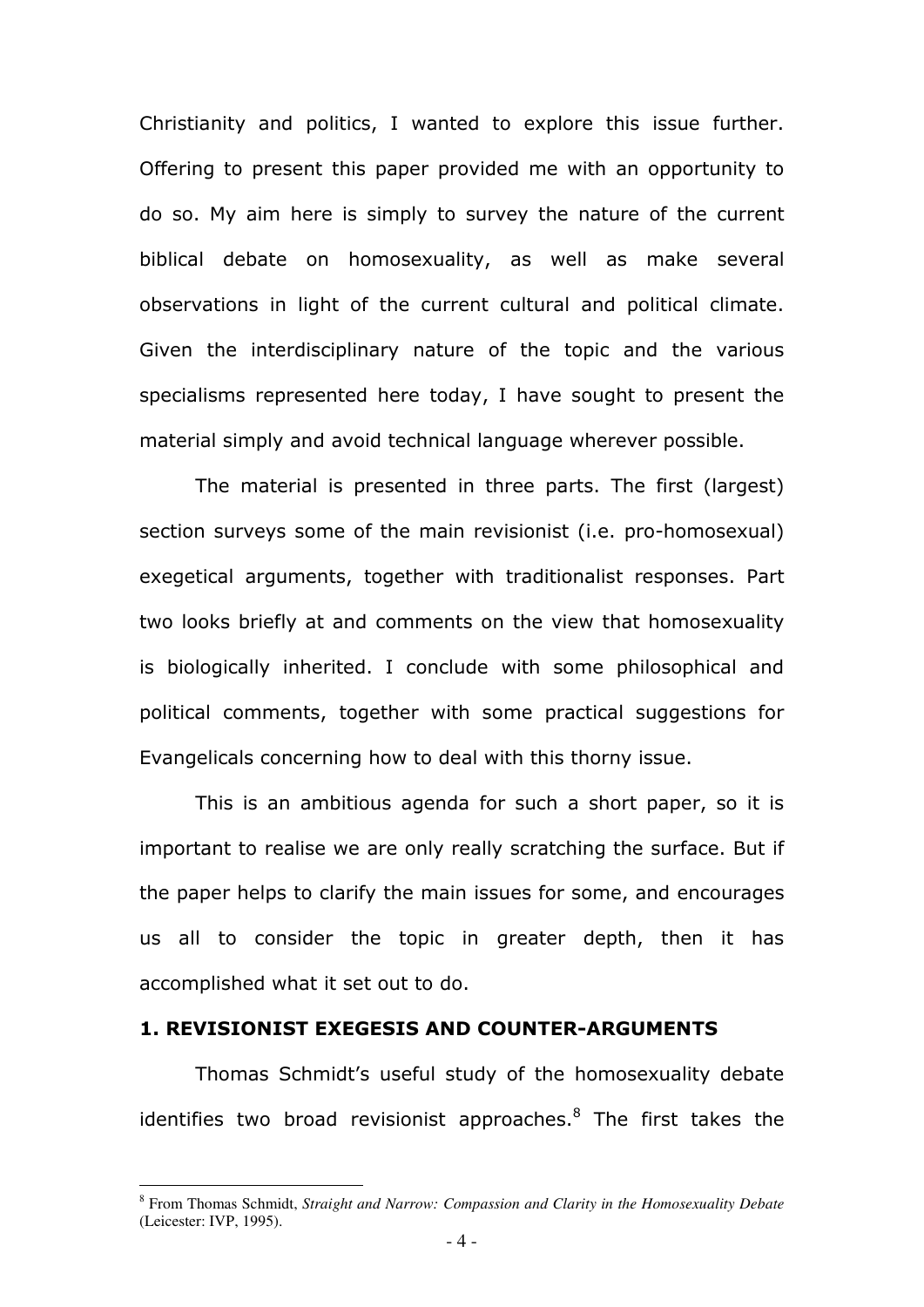Christianity and politics, I wanted to explore this issue further. Offering to present this paper provided me with an opportunity to do so. My aim here is simply to survey the nature of the current biblical debate on homosexuality, as well as make several observations in light of the current cultural and political climate. Given the interdisciplinary nature of the topic and the various specialisms represented here today, I have sought to present the material simply and avoid technical language wherever possible.

The material is presented in three parts. The first (largest) section surveys some of the main revisionist (i.e. pro-homosexual) exegetical arguments, together with traditionalist responses. Part two looks briefly at and comments on the view that homosexuality is biologically inherited. I conclude with some philosophical and political comments, together with some practical suggestions for Evangelicals concerning how to deal with this thorny issue.

This is an ambitious agenda for such a short paper, so it is important to realise we are only really scratching the surface. But if the paper helps to clarify the main issues for some, and encourages us all to consider the topic in greater depth, then it has accomplished what it set out to do.

## 1. REVISIONIST EXEGESIS AND COUNTER-ARGUMENTS

Thomas Schmidt's useful study of the homosexuality debate identifies two broad revisionist approaches.[8] The first takes the

---

[8] From Thomas Schmidt, *Straight and Narrow: Compassion and Clarity in the Homosexuality Debate* (Leicester: IVP, 1995).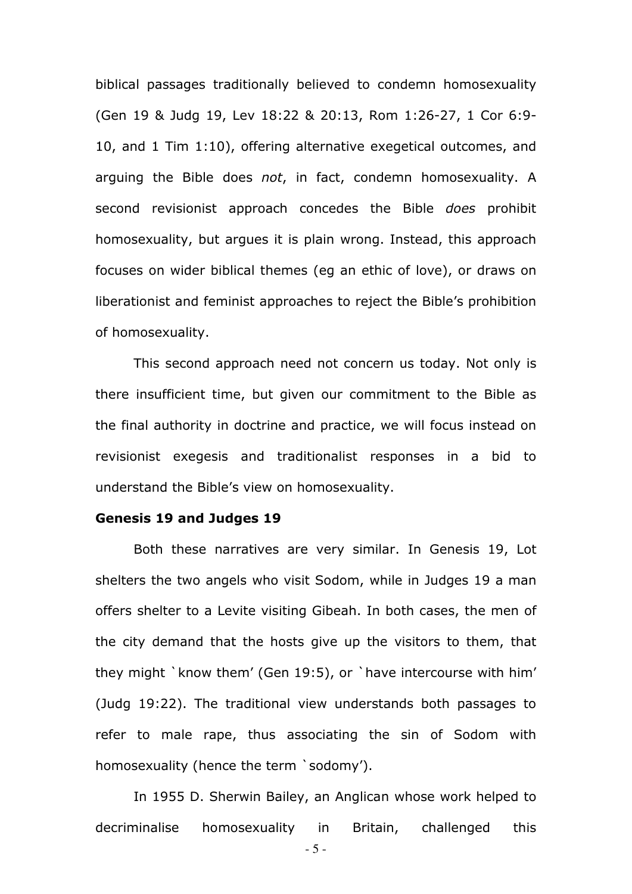biblical passages traditionally believed to condemn homosexuality (Gen 19 & Judg 19, Lev 18:22 & 20:13, Rom 1:26-27, 1 Cor 6:9-10, and 1 Tim 1:10), offering alternative exegetical outcomes, and arguing the Bible does *not*, in fact, condemn homosexuality. A second revisionist approach concedes the Bible *does* prohibit homosexuality, but argues it is plain wrong. Instead, this approach focuses on wider biblical themes (eg an ethic of love), or draws on liberationist and feminist approaches to reject the Bible's prohibition of homosexuality.

This second approach need not concern us today. Not only is there insufficient time, but given our commitment to the Bible as the final authority in doctrine and practice, we will focus instead on revisionist exegesis and traditionalist responses in a bid to understand the Bible's view on homosexuality.

**Genesis 19 and Judges 19**

Both these narratives are very similar. In Genesis 19, Lot shelters the two angels who visit Sodom, while in Judges 19 a man offers shelter to a Levite visiting Gibeah. In both cases, the men of the city demand that the hosts give up the visitors to them, that they might `know them' (Gen 19:5), or `have intercourse with him' (Judg 19:22). The traditional view understands both passages to refer to male rape, thus associating the sin of Sodom with homosexuality (hence the term `sodomy').

In 1955 D. Sherwin Bailey, an Anglican whose work helped to decriminalise homosexuality in Britain, challenged this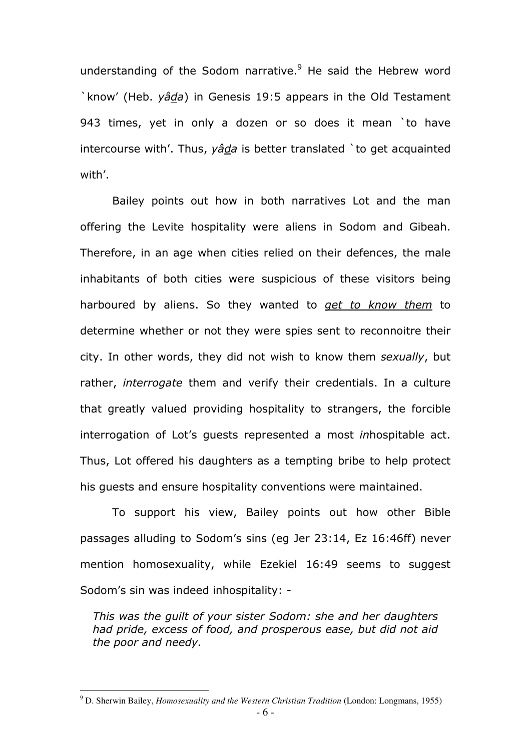understanding of the Sodom narrative.[9] He said the Hebrew word `know' (Heb. *yâda*) in Genesis 19:5 appears in the Old Testament 943 times, yet in only a dozen or so does it mean `to have intercourse with'. Thus, *yâda* is better translated `to get acquainted with'.

Bailey points out how in both narratives Lot and the man offering the Levite hospitality were aliens in Sodom and Gibeah. Therefore, in an age when cities relied on their defences, the male inhabitants of both cities were suspicious of these visitors being harboured by aliens. So they wanted to *get to know them* to determine whether or not they were spies sent to reconnoitre their city. In other words, they did not wish to know them *sexually*, but rather, *interrogate* them and verify their credentials. In a culture that greatly valued providing hospitality to strangers, the forcible interrogation of Lot's guests represented a most *in*hospitable act. Thus, Lot offered his daughters as a tempting bribe to help protect his guests and ensure hospitality conventions were maintained.

To support his view, Bailey points out how other Bible passages alluding to Sodom's sins (eg Jer 23:14, Ez 16:46ff) never mention homosexuality, while Ezekiel 16:49 seems to suggest Sodom's sin was indeed inhospitality: -

> *This was the guilt of your sister Sodom: she and her daughters had pride, excess of food, and prosperous ease, but did not aid the poor and needy.*

---

[9] D. Sherwin Bailey, *Homosexuality and the Western Christian Tradition* (London: Longmans, 1955)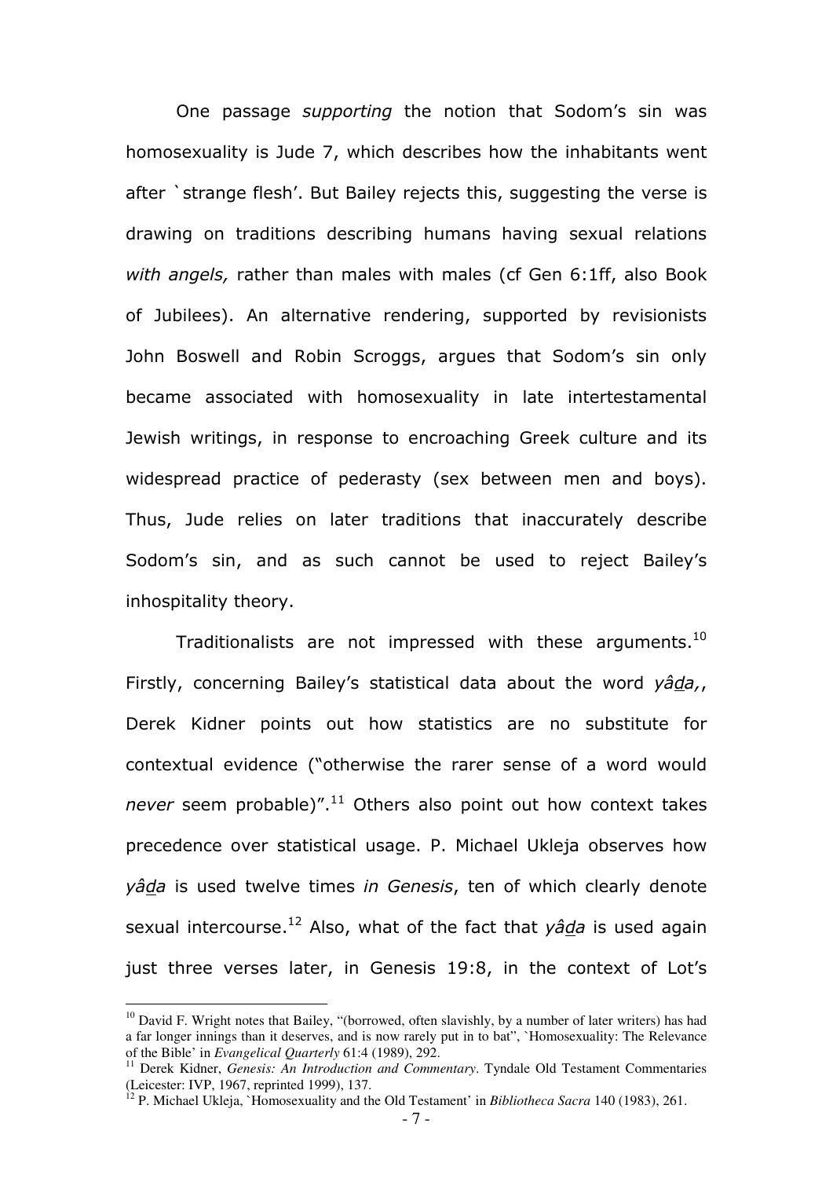One passage *supporting* the notion that Sodom's sin was homosexuality is Jude 7, which describes how the inhabitants went after `strange flesh'. But Bailey rejects this, suggesting the verse is drawing on traditions describing humans having sexual relations *with angels,* rather than males with males (cf Gen 6:1ff, also Book of Jubilees). An alternative rendering, supported by revisionists John Boswell and Robin Scroggs, argues that Sodom's sin only became associated with homosexuality in late intertestamental Jewish writings, in response to encroaching Greek culture and its widespread practice of pederasty (sex between men and boys). Thus, Jude relies on later traditions that inaccurately describe Sodom's sin, and as such cannot be used to reject Bailey's inhospitality theory.

Traditionalists are not impressed with these arguments.[10] Firstly, concerning Bailey's statistical data about the word *yâḏa,*, Derek Kidner points out how statistics are no substitute for contextual evidence ("otherwise the rarer sense of a word would *never* seem probable)".[11] Others also point out how context takes precedence over statistical usage. P. Michael Ukleja observes how *yâḏa* is used twelve times *in Genesis*, ten of which clearly denote sexual intercourse.[12] Also, what of the fact that *yâḏa* is used again just three verses later, in Genesis 19:8, in the context of Lot's

---

[10] David F. Wright notes that Bailey, "(borrowed, often slavishly, by a number of later writers) has had a far longer innings than it deserves, and is now rarely put in to bat", `Homosexuality: The Relevance of the Bible' in *Evangelical Quarterly* 61:4 (1989), 292.

[11] Derek Kidner, *Genesis: An Introduction and Commentary*. Tyndale Old Testament Commentaries (Leicester: IVP, 1967, reprinted 1999), 137.

[12] P. Michael Ukleja, `Homosexuality and the Old Testament' in *Bibliotheca Sacra* 140 (1983), 261.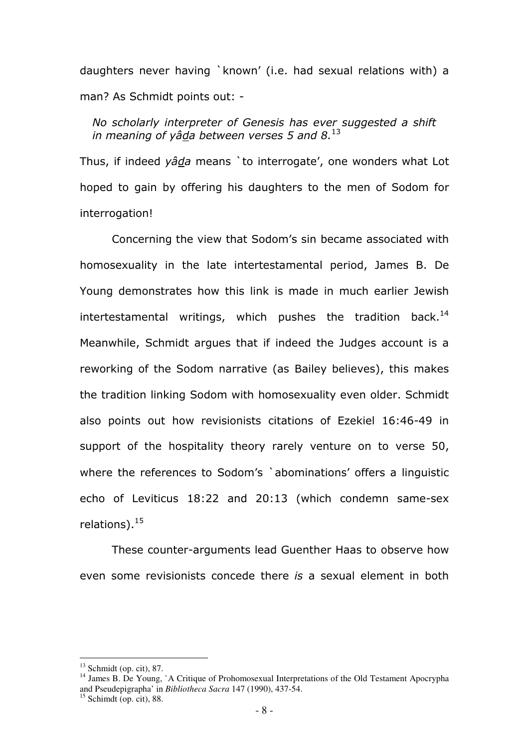daughters never having `known' (i.e. had sexual relations with) a man? As Schmidt points out: -

> *No scholarly interpreter of Genesis has ever suggested a shift in meaning of yâḏa between verses 5 and 8.*[13]

Thus, if indeed *yâḏa* means `to interrogate', one wonders what Lot hoped to gain by offering his daughters to the men of Sodom for interrogation!

Concerning the view that Sodom's sin became associated with homosexuality in the late intertestamental period, James B. De Young demonstrates how this link is made in much earlier Jewish intertestamental writings, which pushes the tradition back.[14] Meanwhile, Schmidt argues that if indeed the Judges account is a reworking of the Sodom narrative (as Bailey believes), this makes the tradition linking Sodom with homosexuality even older. Schmidt also points out how revisionists citations of Ezekiel 16:46-49 in support of the hospitality theory rarely venture on to verse 50, where the references to Sodom's `abominations' offers a linguistic echo of Leviticus 18:22 and 20:13 (which condemn same-sex relations).[15]

These counter-arguments lead Guenther Haas to observe how even some revisionists concede there *is* a sexual element in both

---

[13] Schmidt (op. cit), 87.

[14] James B. De Young, `A Critique of Prohomosexual Interpretations of the Old Testament Apocrypha and Pseudepigrapha' in *Bibliotheca Sacra* 147 (1990), 437-54.

[15] Schimdt (op. cit), 88.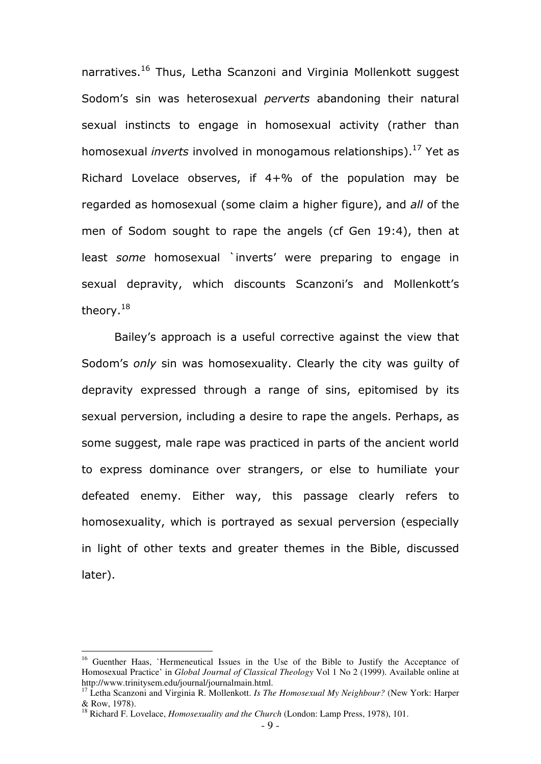narratives.[16] Thus, Letha Scanzoni and Virginia Mollenkott suggest Sodom's sin was heterosexual *perverts* abandoning their natural sexual instincts to engage in homosexual activity (rather than homosexual *inverts* involved in monogamous relationships).[17] Yet as Richard Lovelace observes, if 4+% of the population may be regarded as homosexual (some claim a higher figure), and *all* of the men of Sodom sought to rape the angels (cf Gen 19:4), then at least *some* homosexual `inverts' were preparing to engage in sexual depravity, which discounts Scanzoni's and Mollenkott's theory.[18]

Bailey's approach is a useful corrective against the view that Sodom's *only* sin was homosexuality. Clearly the city was guilty of depravity expressed through a range of sins, epitomised by its sexual perversion, including a desire to rape the angels. Perhaps, as some suggest, male rape was practiced in parts of the ancient world to express dominance over strangers, or else to humiliate your defeated enemy. Either way, this passage clearly refers to homosexuality, which is portrayed as sexual perversion (especially in light of other texts and greater themes in the Bible, discussed later).

---

[16] Guenther Haas, `Hermeneutical Issues in the Use of the Bible to Justify the Acceptance of Homosexual Practice' in *Global Journal of Classical Theology* Vol 1 No 2 (1999). Available online at http://www.trinitysem.edu/journal/journalmain.html.

[17] Letha Scanzoni and Virginia R. Mollenkott. *Is The Homosexual My Neighbour?* (New York: Harper & Row, 1978).

[18] Richard F. Lovelace, *Homosexuality and the Church* (London: Lamp Press, 1978), 101.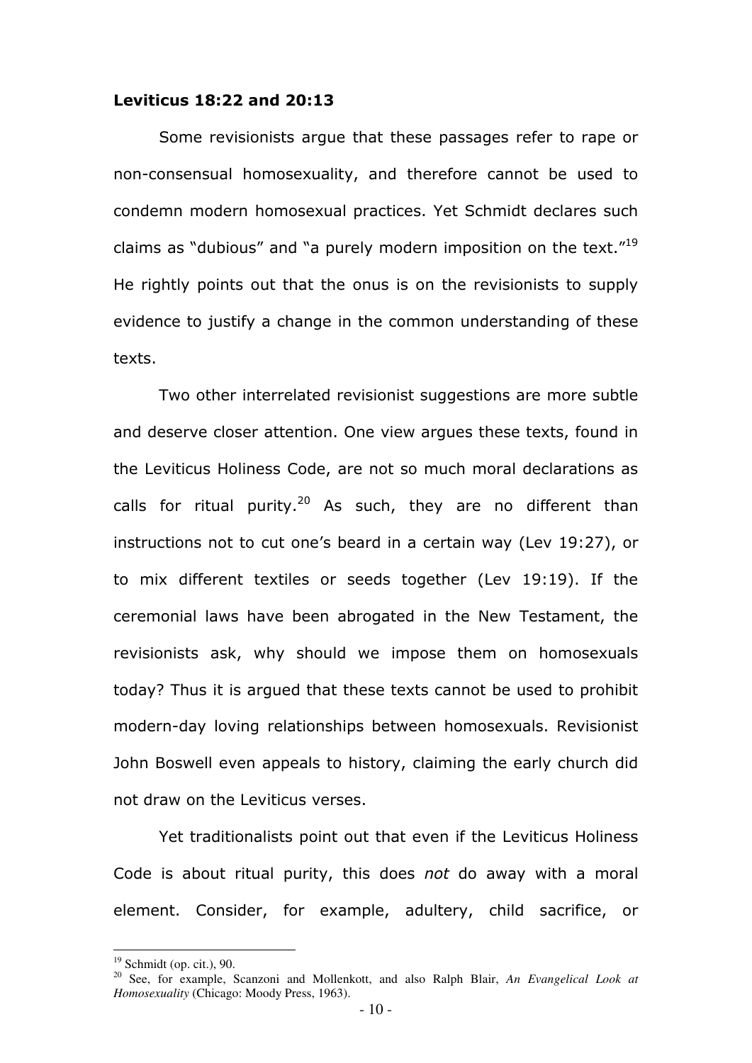### Leviticus 18:22 and 20:13

Some revisionists argue that these passages refer to rape or non-consensual homosexuality, and therefore cannot be used to condemn modern homosexual practices. Yet Schmidt declares such claims as "dubious" and "a purely modern imposition on the text."[19] He rightly points out that the onus is on the revisionists to supply evidence to justify a change in the common understanding of these texts.

Two other interrelated revisionist suggestions are more subtle and deserve closer attention. One view argues these texts, found in the Leviticus Holiness Code, are not so much moral declarations as calls for ritual purity.[20] As such, they are no different than instructions not to cut one's beard in a certain way (Lev 19:27), or to mix different textiles or seeds together (Lev 19:19). If the ceremonial laws have been abrogated in the New Testament, the revisionists ask, why should we impose them on homosexuals today? Thus it is argued that these texts cannot be used to prohibit modern-day loving relationships between homosexuals. Revisionist John Boswell even appeals to history, claiming the early church did not draw on the Leviticus verses.

Yet traditionalists point out that even if the Leviticus Holiness Code is about ritual purity, this does *not* do away with a moral element. Consider, for example, adultery, child sacrifice, or

---

[19] Schmidt (op. cit.), 90.

[20] See, for example, Scanzoni and Mollenkott, and also Ralph Blair, *An Evangelical Look at Homosexuality* (Chicago: Moody Press, 1963).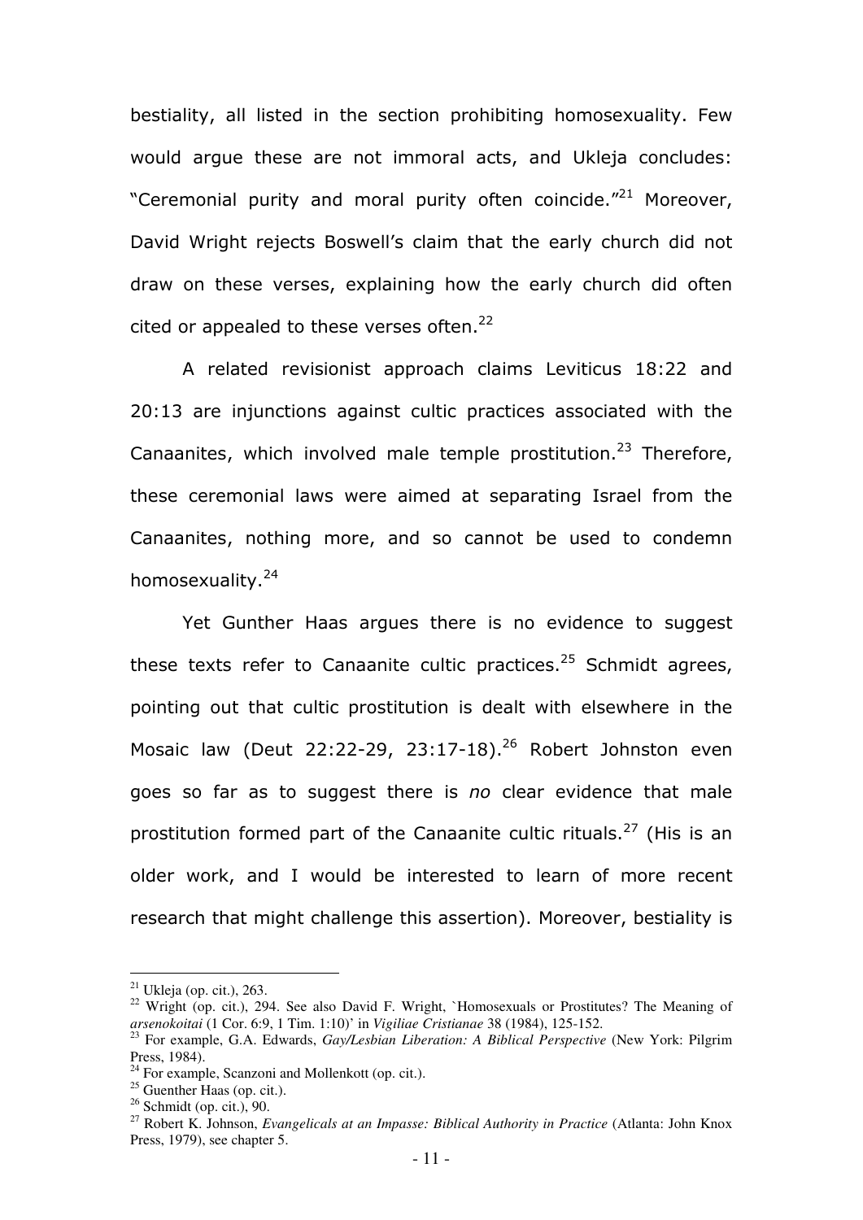bestiality, all listed in the section prohibiting homosexuality. Few would argue these are not immoral acts, and Ukleja concludes: "Ceremonial purity and moral purity often coincide."[21] Moreover, David Wright rejects Boswell's claim that the early church did not draw on these verses, explaining how the early church did often cited or appealed to these verses often.[22]

A related revisionist approach claims Leviticus 18:22 and 20:13 are injunctions against cultic practices associated with the Canaanites, which involved male temple prostitution.[23] Therefore, these ceremonial laws were aimed at separating Israel from the Canaanites, nothing more, and so cannot be used to condemn homosexuality.[24]

Yet Gunther Haas argues there is no evidence to suggest these texts refer to Canaanite cultic practices.[25] Schmidt agrees, pointing out that cultic prostitution is dealt with elsewhere in the Mosaic law (Deut 22:22-29, 23:17-18).[26] Robert Johnston even goes so far as to suggest there is *no* clear evidence that male prostitution formed part of the Canaanite cultic rituals.[27] (His is an older work, and I would be interested to learn of more recent research that might challenge this assertion). Moreover, bestiality is

---

[21] Ukleja (op. cit.), 263.

[22] Wright (op. cit.), 294. See also David F. Wright, `Homosexuals or Prostitutes? The Meaning of *arsenokoitai* (1 Cor. 6:9, 1 Tim. 1:10)' in *Vigiliae Cristianae* 38 (1984), 125-152.

[23] For example, G.A. Edwards, *Gay/Lesbian Liberation: A Biblical Perspective* (New York: Pilgrim Press, 1984).

[24] For example, Scanzoni and Mollenkott (op. cit.).

[25] Guenther Haas (op. cit.).

[26] Schmidt (op. cit.), 90.

[27] Robert K. Johnson, *Evangelicals at an Impasse: Biblical Authority in Practice* (Atlanta: John Knox Press, 1979), see chapter 5.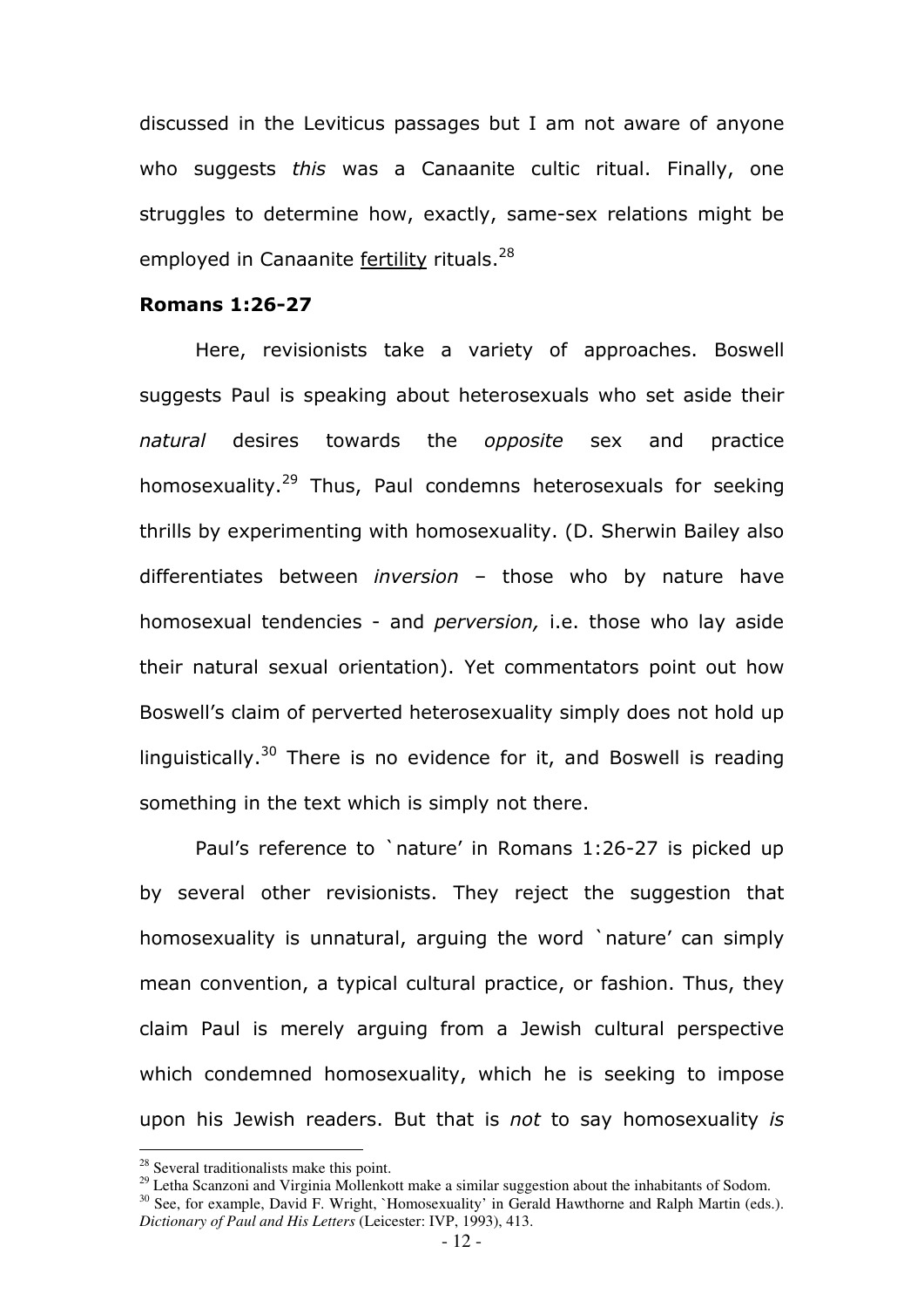discussed in the Leviticus passages but I am not aware of anyone who suggests *this* was a Canaanite cultic ritual. Finally, one struggles to determine how, exactly, same-sex relations might be employed in Canaanite fertility rituals.[28]

**Romans 1:26-27**

Here, revisionists take a variety of approaches. Boswell suggests Paul is speaking about heterosexuals who set aside their *natural* desires towards the *opposite* sex and practice homosexuality.[29] Thus, Paul condemns heterosexuals for seeking thrills by experimenting with homosexuality. (D. Sherwin Bailey also differentiates between *inversion* – those who by nature have homosexual tendencies - and *perversion,* i.e. those who lay aside their natural sexual orientation). Yet commentators point out how Boswell's claim of perverted heterosexuality simply does not hold up linguistically.[30] There is no evidence for it, and Boswell is reading something in the text which is simply not there.

Paul's reference to `nature' in Romans 1:26-27 is picked up by several other revisionists. They reject the suggestion that homosexuality is unnatural, arguing the word `nature' can simply mean convention, a typical cultural practice, or fashion. Thus, they claim Paul is merely arguing from a Jewish cultural perspective which condemned homosexuality, which he is seeking to impose upon his Jewish readers. But that is *not* to say homosexuality *is*

---

[28] Several traditionalists make this point.

[29] Letha Scanzoni and Virginia Mollenkott make a similar suggestion about the inhabitants of Sodom.

[30] See, for example, David F. Wright, `Homosexuality' in Gerald Hawthorne and Ralph Martin (eds.). *Dictionary of Paul and His Letters* (Leicester: IVP, 1993), 413.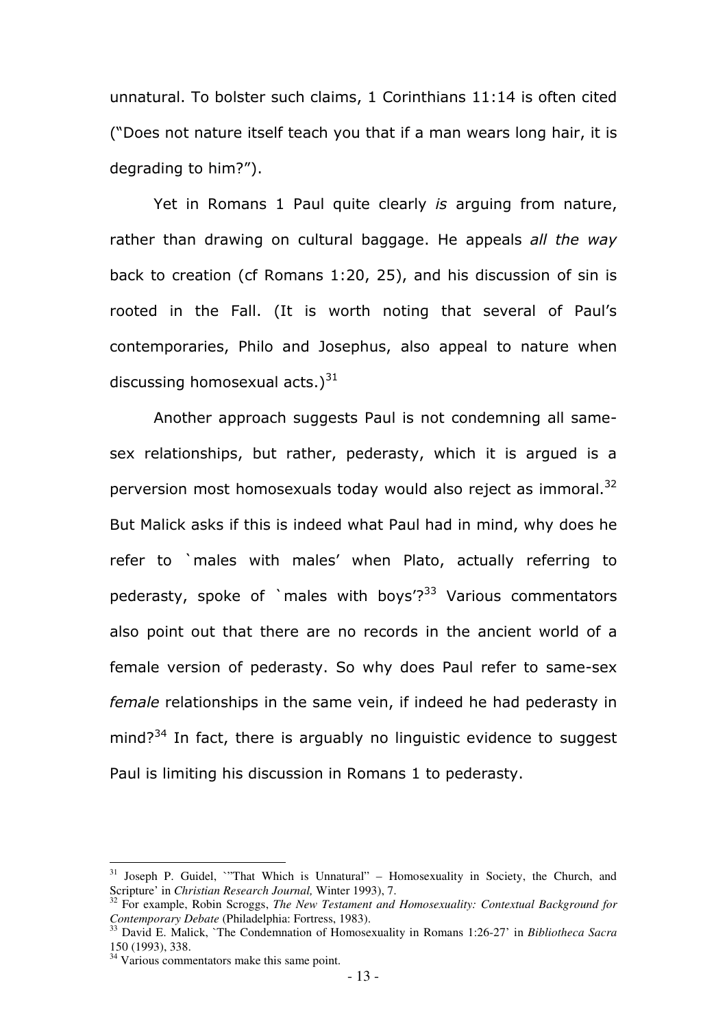unnatural. To bolster such claims, 1 Corinthians 11:14 is often cited ("Does not nature itself teach you that if a man wears long hair, it is degrading to him?").

Yet in Romans 1 Paul quite clearly *is* arguing from nature, rather than drawing on cultural baggage. He appeals *all the way* back to creation (cf Romans 1:20, 25), and his discussion of sin is rooted in the Fall. (It is worth noting that several of Paul's contemporaries, Philo and Josephus, also appeal to nature when discussing homosexual acts.)[31]

Another approach suggests Paul is not condemning all same-sex relationships, but rather, pederasty, which it is argued is a perversion most homosexuals today would also reject as immoral.[32] But Malick asks if this is indeed what Paul had in mind, why does he refer to `males with males' when Plato, actually referring to pederasty, spoke of `males with boys'?[33] Various commentators also point out that there are no records in the ancient world of a female version of pederasty. So why does Paul refer to same-sex *female* relationships in the same vein, if indeed he had pederasty in mind?[34] In fact, there is arguably no linguistic evidence to suggest Paul is limiting his discussion in Romans 1 to pederasty.

---

[31] Joseph P. Guidel, `"That Which is Unnatural" – Homosexuality in Society, the Church, and Scripture' in *Christian Research Journal,* Winter 1993), 7.

[32] For example, Robin Scroggs, *The New Testament and Homosexuality: Contextual Background for Contemporary Debate* (Philadelphia: Fortress, 1983).

[33] David E. Malick, `The Condemnation of Homosexuality in Romans 1:26-27' in *Bibliotheca Sacra* 150 (1993), 338.

[34] Various commentators make this same point.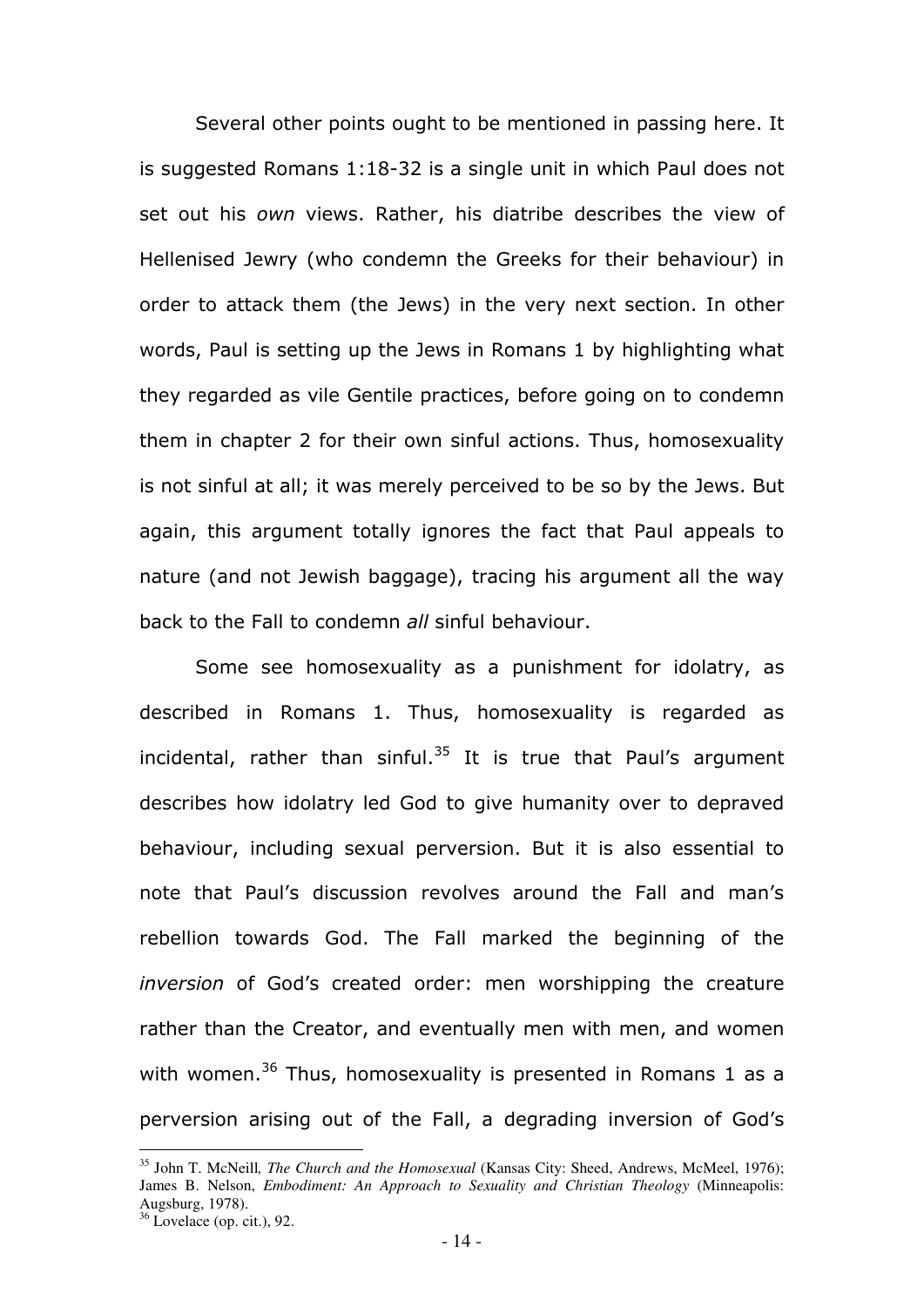Several other points ought to be mentioned in passing here. It is suggested Romans 1:18-32 is a single unit in which Paul does not set out his *own* views. Rather, his diatribe describes the view of Hellenised Jewry (who condemn the Greeks for their behaviour) in order to attack them (the Jews) in the very next section. In other words, Paul is setting up the Jews in Romans 1 by highlighting what they regarded as vile Gentile practices, before going on to condemn them in chapter 2 for their own sinful actions. Thus, homosexuality is not sinful at all; it was merely perceived to be so by the Jews. But again, this argument totally ignores the fact that Paul appeals to nature (and not Jewish baggage), tracing his argument all the way back to the Fall to condemn *all* sinful behaviour.

Some see homosexuality as a punishment for idolatry, as described in Romans 1. Thus, homosexuality is regarded as incidental, rather than sinful.[35] It is true that Paul's argument describes how idolatry led God to give humanity over to depraved behaviour, including sexual perversion. But it is also essential to note that Paul's discussion revolves around the Fall and man's rebellion towards God. The Fall marked the beginning of the *inversion* of God's created order: men worshipping the creature rather than the Creator, and eventually men with men, and women with women.[36] Thus, homosexuality is presented in Romans 1 as a perversion arising out of the Fall, a degrading inversion of God's

---

[35] John T. McNeill, *The Church and the Homosexual* (Kansas City: Sheed, Andrews, McMeel, 1976); James B. Nelson, *Embodiment: An Approach to Sexuality and Christian Theology* (Minneapolis: Augsburg, 1978).

[36] Lovelace (op. cit.), 92.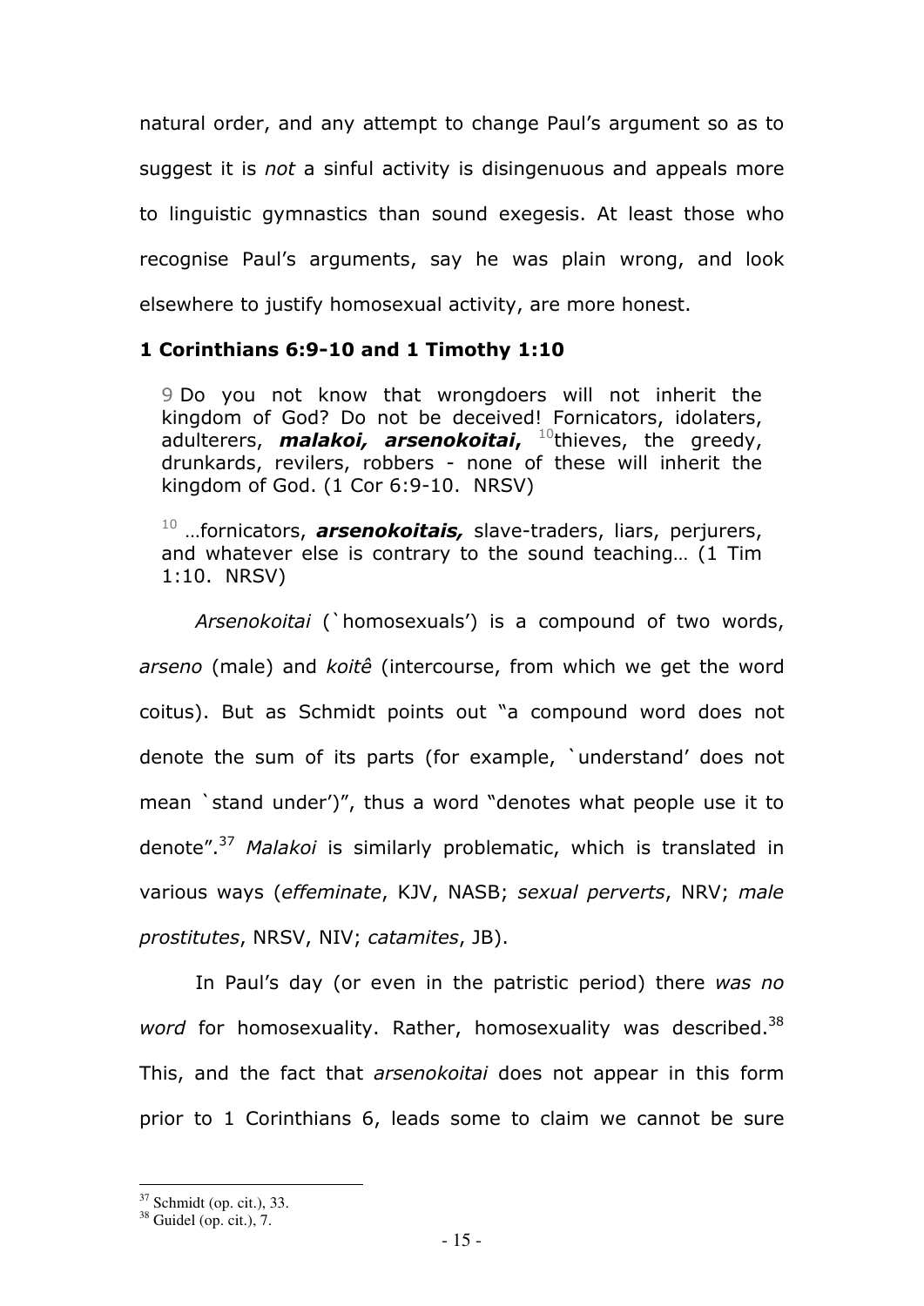natural order, and any attempt to change Paul's argument so as to suggest it is *not* a sinful activity is disingenuous and appeals more to linguistic gymnastics than sound exegesis. At least those who recognise Paul's arguments, say he was plain wrong, and look elsewhere to justify homosexual activity, are more honest.

### 1 Corinthians 6:9-10 and 1 Timothy 1:10

> 9 Do you not know that wrongdoers will not inherit the kingdom of God? Do not be deceived! Fornicators, idolaters, adulterers, ***malakoi, arsenokoitai***, 10 thieves, the greedy, drunkards, revilers, robbers - none of these will inherit the kingdom of God. (1 Cor 6:9-10. NRSV)
>
> 10 …fornicators, ***arsenokoitais,*** slave-traders, liars, perjurers, and whatever else is contrary to the sound teaching… (1 Tim 1:10. NRSV)

*Arsenokoitai* (`homosexuals') is a compound of two words, *arseno* (male) and *koitê* (intercourse, from which we get the word coitus). But as Schmidt points out "a compound word does not denote the sum of its parts (for example, `understand' does not mean `stand under')", thus a word "denotes what people use it to denote".[37] *Malakoi* is similarly problematic, which is translated in various ways (*effeminate*, KJV, NASB; *sexual perverts*, NRV; *male prostitutes*, NRSV, NIV; *catamites*, JB).

In Paul's day (or even in the patristic period) there *was no word* for homosexuality. Rather, homosexuality was described.[38] This, and the fact that *arsenokoitai* does not appear in this form prior to 1 Corinthians 6, leads some to claim we cannot be sure

---

[37] Schmidt (op. cit.), 33.

[38] Guidel (op. cit.), 7.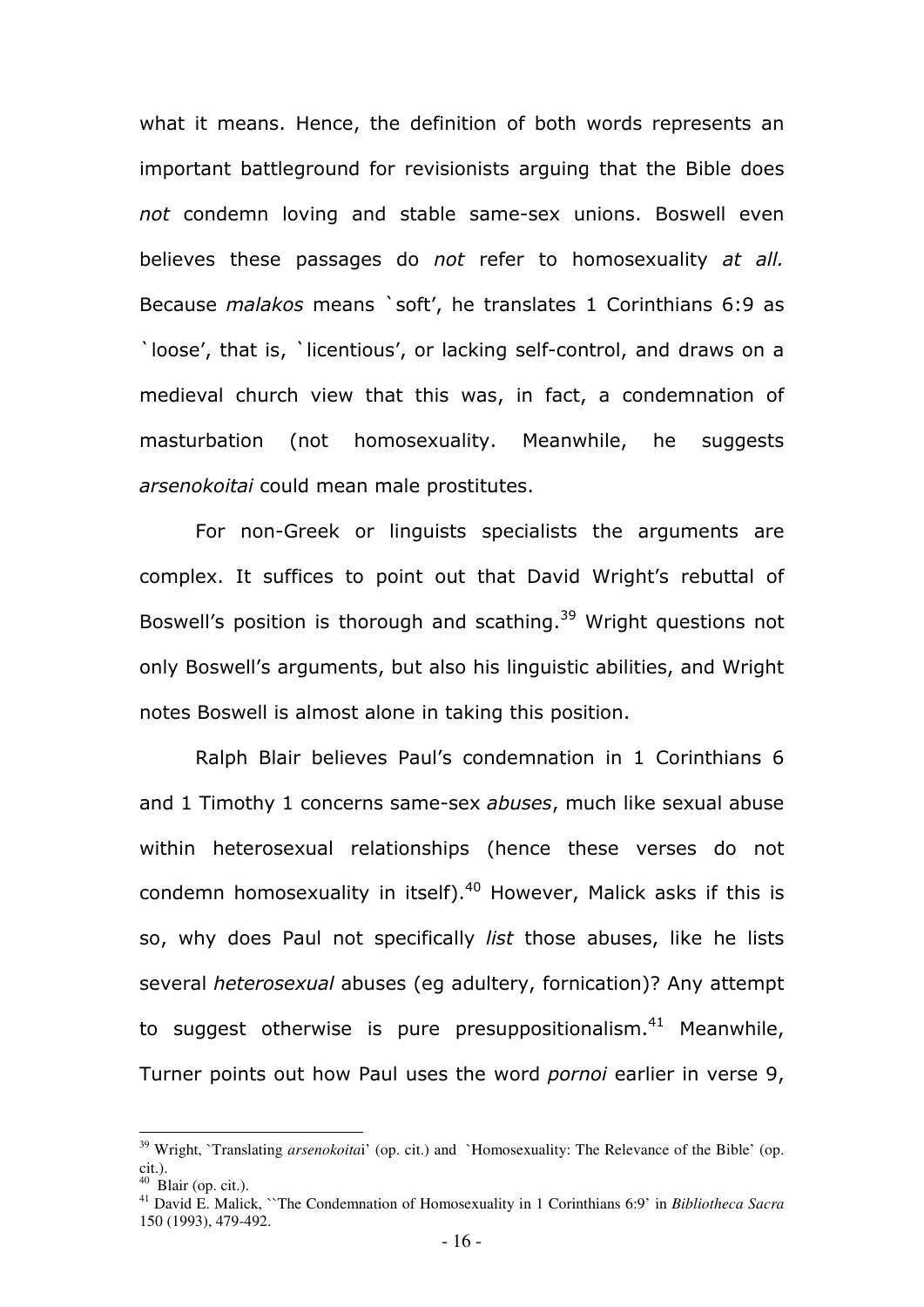what it means. Hence, the definition of both words represents an important battleground for revisionists arguing that the Bible does *not* condemn loving and stable same-sex unions. Boswell even believes these passages do *not* refer to homosexuality *at all.* Because *malakos* means `soft', he translates 1 Corinthians 6:9 as `loose', that is, `licentious', or lacking self-control, and draws on a medieval church view that this was, in fact, a condemnation of masturbation (not homosexuality. Meanwhile, he suggests *arsenokoitai* could mean male prostitutes.

For non-Greek or linguists specialists the arguments are complex. It suffices to point out that David Wright's rebuttal of Boswell's position is thorough and scathing.[39] Wright questions not only Boswell's arguments, but also his linguistic abilities, and Wright notes Boswell is almost alone in taking this position.

Ralph Blair believes Paul's condemnation in 1 Corinthians 6 and 1 Timothy 1 concerns same-sex *abuses*, much like sexual abuse within heterosexual relationships (hence these verses do not condemn homosexuality in itself).[40] However, Malick asks if this is so, why does Paul not specifically *list* those abuses, like he lists several *heterosexual* abuses (eg adultery, fornication)? Any attempt to suggest otherwise is pure presuppositionalism.[41] Meanwhile, Turner points out how Paul uses the word *pornoi* earlier in verse 9,

---

[39] Wright, `Translating *arsenokoitai*' (op. cit.) and `Homosexuality: The Relevance of the Bible' (op. cit.).

[40] Blair (op. cit.).

[41] David E. Malick, ``The Condemnation of Homosexuality in 1 Corinthians 6:9' in *Bibliotheca Sacra* 150 (1993), 479-492.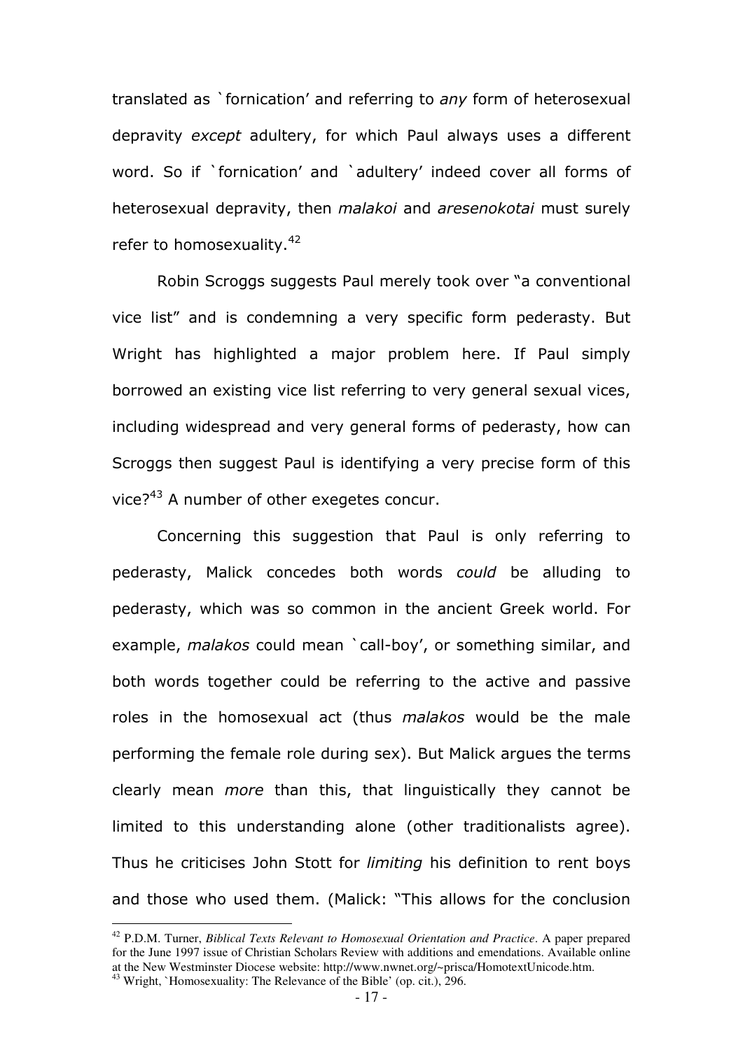translated as `fornication' and referring to *any* form of heterosexual depravity *except* adultery, for which Paul always uses a different word. So if `fornication' and `adultery' indeed cover all forms of heterosexual depravity, then *malakoi* and *aresenokotai* must surely refer to homosexuality.[42]

Robin Scroggs suggests Paul merely took over "a conventional vice list" and is condemning a very specific form pederasty. But Wright has highlighted a major problem here. If Paul simply borrowed an existing vice list referring to very general sexual vices, including widespread and very general forms of pederasty, how can Scroggs then suggest Paul is identifying a very precise form of this vice?[43] A number of other exegetes concur.

Concerning this suggestion that Paul is only referring to pederasty, Malick concedes both words *could* be alluding to pederasty, which was so common in the ancient Greek world. For example, *malakos* could mean `call-boy', or something similar, and both words together could be referring to the active and passive roles in the homosexual act (thus *malakos* would be the male performing the female role during sex). But Malick argues the terms clearly mean *more* than this, that linguistically they cannot be limited to this understanding alone (other traditionalists agree). Thus he criticises John Stott for *limiting* his definition to rent boys and those who used them. (Malick: "This allows for the conclusion

---

[42] P.D.M. Turner, *Biblical Texts Relevant to Homosexual Orientation and Practice*. A paper prepared for the June 1997 issue of Christian Scholars Review with additions and emendations. Available online at the New Westminster Diocese website: http://www.nwnet.org/~prisca/HomotextUnicode.htm.

[43] Wright, `Homosexuality: The Relevance of the Bible' (op. cit.), 296.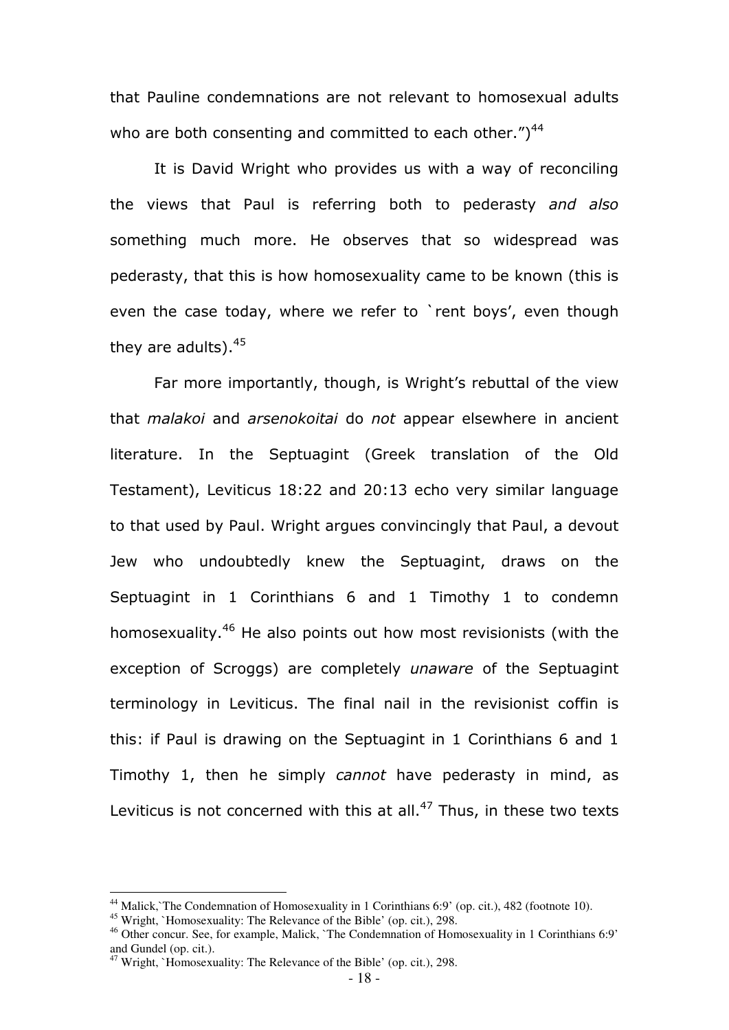that Pauline condemnations are not relevant to homosexual adults who are both consenting and committed to each other.")[44]

It is David Wright who provides us with a way of reconciling the views that Paul is referring both to pederasty *and also* something much more. He observes that so widespread was pederasty, that this is how homosexuality came to be known (this is even the case today, where we refer to `rent boys', even though they are adults).[45]

Far more importantly, though, is Wright's rebuttal of the view that *malakoi* and *arsenokoitai* do *not* appear elsewhere in ancient literature. In the Septuagint (Greek translation of the Old Testament), Leviticus 18:22 and 20:13 echo very similar language to that used by Paul. Wright argues convincingly that Paul, a devout Jew who undoubtedly knew the Septuagint, draws on the Septuagint in 1 Corinthians 6 and 1 Timothy 1 to condemn homosexuality.[46] He also points out how most revisionists (with the exception of Scroggs) are completely *unaware* of the Septuagint terminology in Leviticus. The final nail in the revisionist coffin is this: if Paul is drawing on the Septuagint in 1 Corinthians 6 and 1 Timothy 1, then he simply *cannot* have pederasty in mind, as Leviticus is not concerned with this at all.[47] Thus, in these two texts

---

[44] Malick,`The Condemnation of Homosexuality in 1 Corinthians 6:9' (op. cit.), 482 (footnote 10).

[45] Wright, `Homosexuality: The Relevance of the Bible' (op. cit.), 298.

[46] Other concur. See, for example, Malick, `The Condemnation of Homosexuality in 1 Corinthians 6:9' and Gundel (op. cit.).

[47] Wright, `Homosexuality: The Relevance of the Bible' (op. cit.), 298.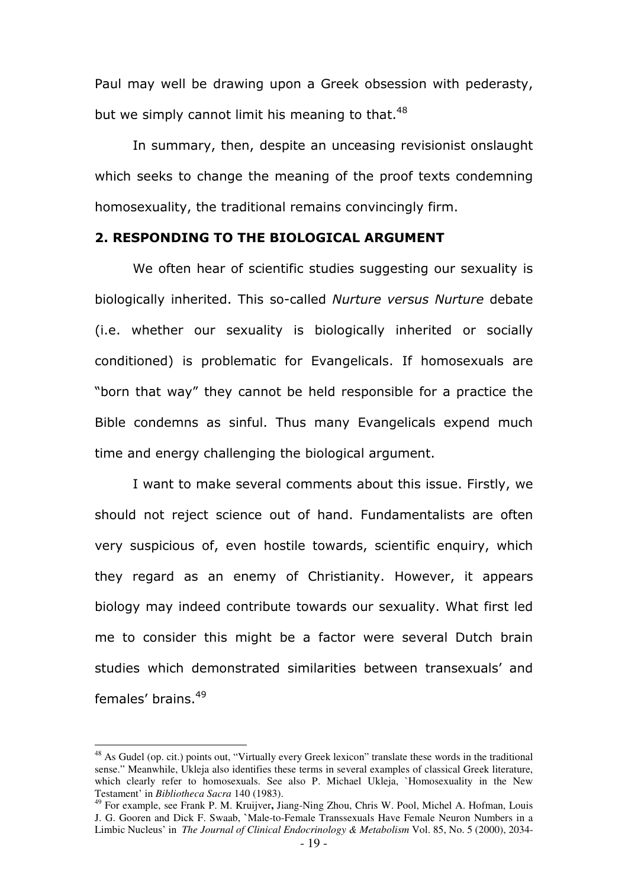Paul may well be drawing upon a Greek obsession with pederasty, but we simply cannot limit his meaning to that.[48]

In summary, then, despite an unceasing revisionist onslaught which seeks to change the meaning of the proof texts condemning homosexuality, the traditional remains convincingly firm.

## 2. RESPONDING TO THE BIOLOGICAL ARGUMENT

We often hear of scientific studies suggesting our sexuality is biologically inherited. This so-called *Nurture versus Nurture* debate (i.e. whether our sexuality is biologically inherited or socially conditioned) is problematic for Evangelicals. If homosexuals are "born that way" they cannot be held responsible for a practice the Bible condemns as sinful. Thus many Evangelicals expend much time and energy challenging the biological argument.

I want to make several comments about this issue. Firstly, we should not reject science out of hand. Fundamentalists are often very suspicious of, even hostile towards, scientific enquiry, which they regard as an enemy of Christianity. However, it appears biology may indeed contribute towards our sexuality. What first led me to consider this might be a factor were several Dutch brain studies which demonstrated similarities between transexuals' and females' brains.[49]

---

[48] As Gudel (op. cit.) points out, "Virtually every Greek lexicon" translate these words in the traditional sense." Meanwhile, Ukleja also identifies these terms in several examples of classical Greek literature, which clearly refer to homosexuals. See also P. Michael Ukleja, `Homosexuality in the New Testament' in *Bibliotheca Sacra* 140 (1983).

[49] For example, see Frank P. M. Kruijver**,** Jiang-Ning Zhou, Chris W. Pool, Michel A. Hofman, Louis J. G. Gooren and Dick F. Swaab, `Male-to-Female Transsexuals Have Female Neuron Numbers in a Limbic Nucleus' in *The Journal of Clinical Endocrinology & Metabolism* Vol. 85, No. 5 (2000), 2034-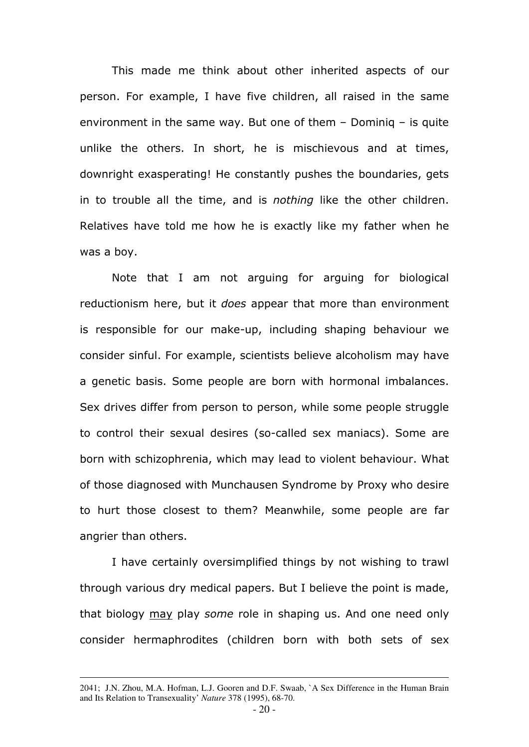This made me think about other inherited aspects of our person. For example, I have five children, all raised in the same environment in the same way. But one of them – Dominiq – is quite unlike the others. In short, he is mischievous and at times, downright exasperating! He constantly pushes the boundaries, gets in to trouble all the time, and is *nothing* like the other children. Relatives have told me how he is exactly like my father when he was a boy.

Note that I am not arguing for arguing for biological reductionism here, but it *does* appear that more than environment is responsible for our make-up, including shaping behaviour we consider sinful. For example, scientists believe alcoholism may have a genetic basis. Some people are born with hormonal imbalances. Sex drives differ from person to person, while some people struggle to control their sexual desires (so-called sex maniacs). Some are born with schizophrenia, which may lead to violent behaviour. What of those diagnosed with Munchausen Syndrome by Proxy who desire to hurt those closest to them? Meanwhile, some people are far angrier than others.

I have certainly oversimplified things by not wishing to trawl through various dry medical papers. But I believe the point is made, that biology <u>may</u> play *some* role in shaping us. And one need only consider hermaphrodites (children born with both sets of sex

---

2041; J.N. Zhou, M.A. Hofman, L.J. Gooren and D.F. Swaab, `A Sex Difference in the Human Brain and Its Relation to Transexuality' *Nature* 378 (1995), 68-70.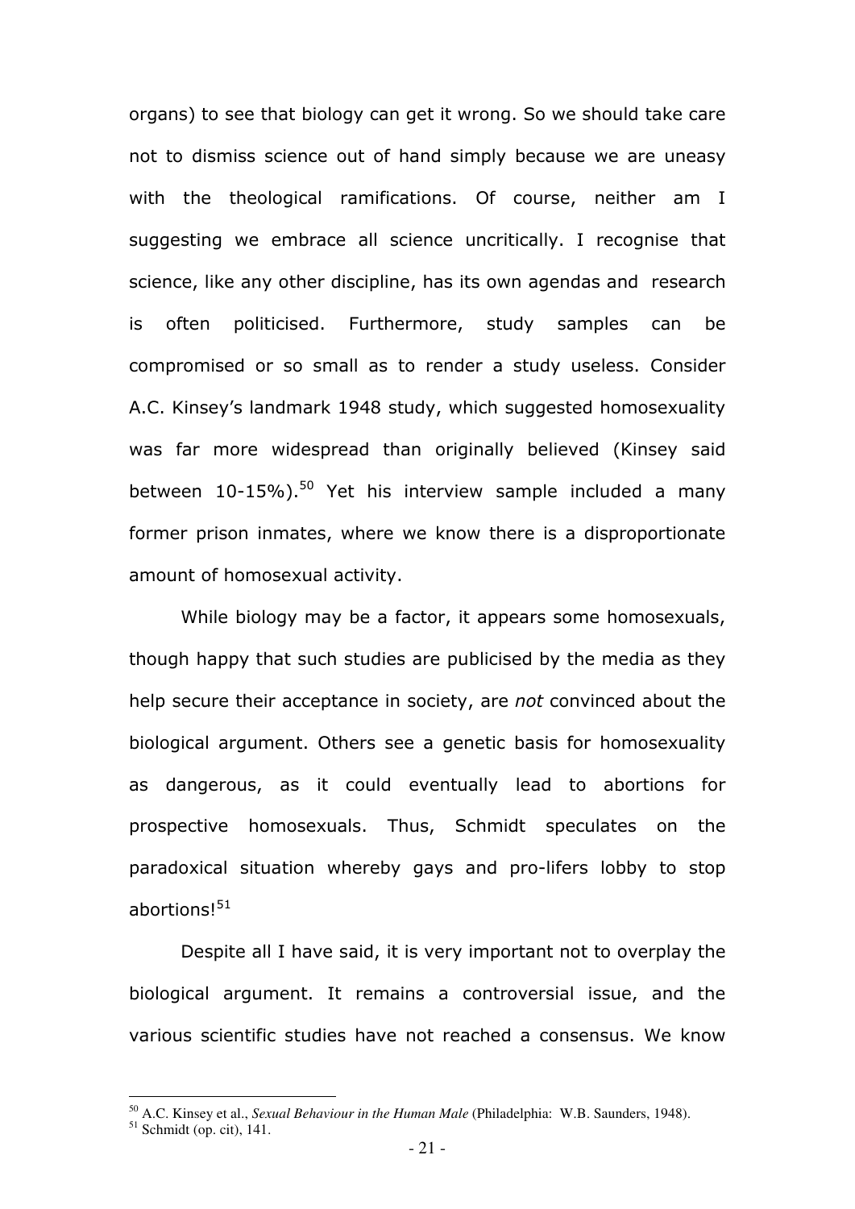organs) to see that biology can get it wrong. So we should take care not to dismiss science out of hand simply because we are uneasy with the theological ramifications. Of course, neither am I suggesting we embrace all science uncritically. I recognise that science, like any other discipline, has its own agendas and research is often politicised. Furthermore, study samples can be compromised or so small as to render a study useless. Consider A.C. Kinsey's landmark 1948 study, which suggested homosexuality was far more widespread than originally believed (Kinsey said between 10-15%).[50] Yet his interview sample included a many former prison inmates, where we know there is a disproportionate amount of homosexual activity.

While biology may be a factor, it appears some homosexuals, though happy that such studies are publicised by the media as they help secure their acceptance in society, are *not* convinced about the biological argument. Others see a genetic basis for homosexuality as dangerous, as it could eventually lead to abortions for prospective homosexuals. Thus, Schmidt speculates on the paradoxical situation whereby gays and pro-lifers lobby to stop abortions![51]

Despite all I have said, it is very important not to overplay the biological argument. It remains a controversial issue, and the various scientific studies have not reached a consensus. We know

---

[50] A.C. Kinsey et al., *Sexual Behaviour in the Human Male* (Philadelphia: W.B. Saunders, 1948).

[51] Schmidt (op. cit), 141.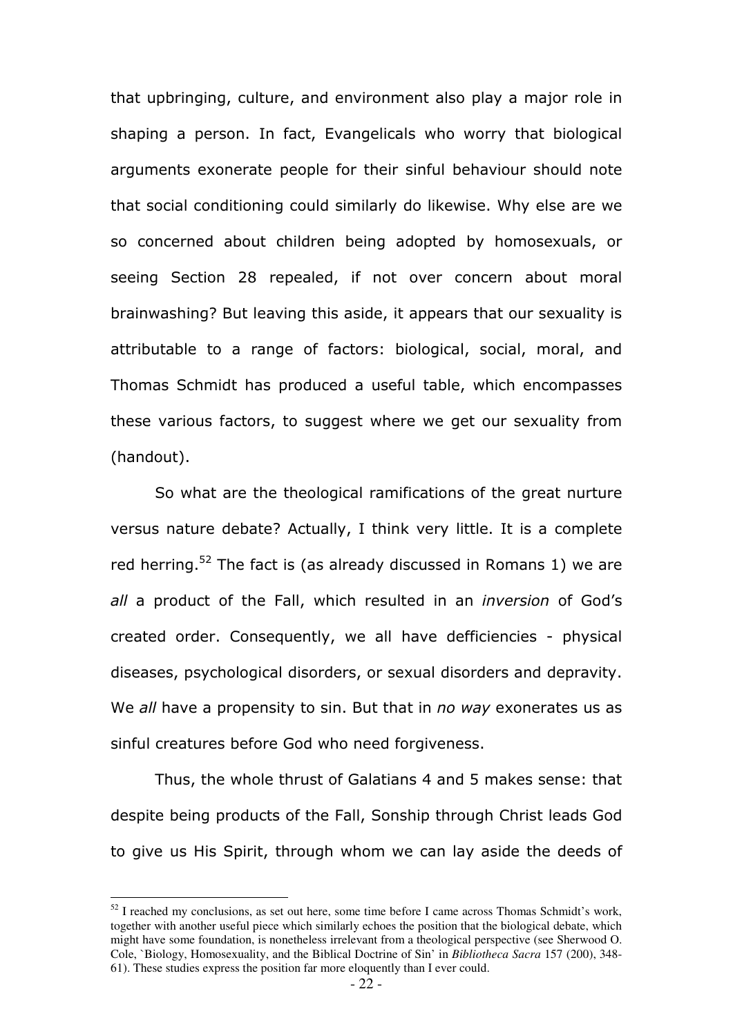that upbringing, culture, and environment also play a major role in shaping a person. In fact, Evangelicals who worry that biological arguments exonerate people for their sinful behaviour should note that social conditioning could similarly do likewise. Why else are we so concerned about children being adopted by homosexuals, or seeing Section 28 repealed, if not over concern about moral brainwashing? But leaving this aside, it appears that our sexuality is attributable to a range of factors: biological, social, moral, and Thomas Schmidt has produced a useful table, which encompasses these various factors, to suggest where we get our sexuality from (handout).

So what are the theological ramifications of the great nurture versus nature debate? Actually, I think very little. It is a complete red herring.[52] The fact is (as already discussed in Romans 1) we are *all* a product of the Fall, which resulted in an *inversion* of God's created order. Consequently, we all have defficiencies - physical diseases, psychological disorders, or sexual disorders and depravity. We *all* have a propensity to sin. But that in *no way* exonerates us as sinful creatures before God who need forgiveness.

Thus, the whole thrust of Galatians 4 and 5 makes sense: that despite being products of the Fall, Sonship through Christ leads God to give us His Spirit, through whom we can lay aside the deeds of

---

[52] I reached my conclusions, as set out here, some time before I came across Thomas Schmidt's work, together with another useful piece which similarly echoes the position that the biological debate, which might have some foundation, is nonetheless irrelevant from a theological perspective (see Sherwood O. Cole, `Biology, Homosexuality, and the Biblical Doctrine of Sin' in *Bibliotheca Sacra* 157 (200), 348-61). These studies express the position far more eloquently than I ever could.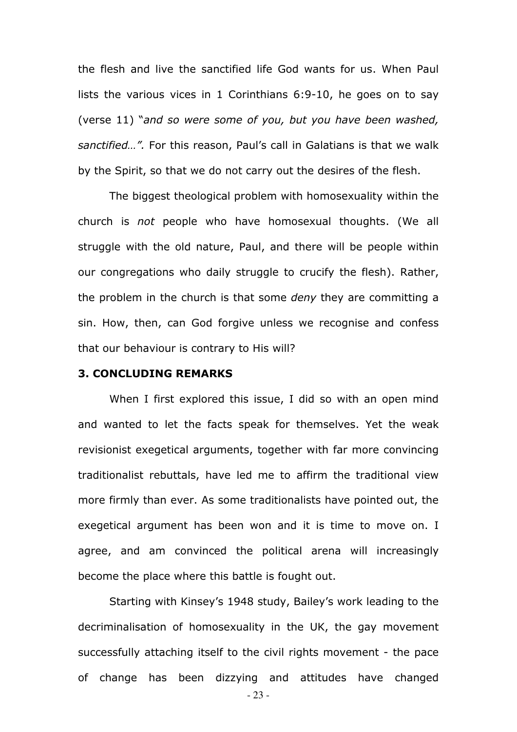the flesh and live the sanctified life God wants for us. When Paul lists the various vices in 1 Corinthians 6:9-10, he goes on to say (verse 11) "*and so were some of you, but you have been washed, sanctified…".* For this reason, Paul's call in Galatians is that we walk by the Spirit, so that we do not carry out the desires of the flesh.

The biggest theological problem with homosexuality within the church is *not* people who have homosexual thoughts. (We all struggle with the old nature, Paul, and there will be people within our congregations who daily struggle to crucify the flesh). Rather, the problem in the church is that some *deny* they are committing a sin. How, then, can God forgive unless we recognise and confess that our behaviour is contrary to His will?

### 3. CONCLUDING REMARKS

When I first explored this issue, I did so with an open mind and wanted to let the facts speak for themselves. Yet the weak revisionist exegetical arguments, together with far more convincing traditionalist rebuttals, have led me to affirm the traditional view more firmly than ever. As some traditionalists have pointed out, the exegetical argument has been won and it is time to move on. I agree, and am convinced the political arena will increasingly become the place where this battle is fought out.

Starting with Kinsey's 1948 study, Bailey's work leading to the decriminalisation of homosexuality in the UK, the gay movement successfully attaching itself to the civil rights movement - the pace of change has been dizzying and attitudes have changed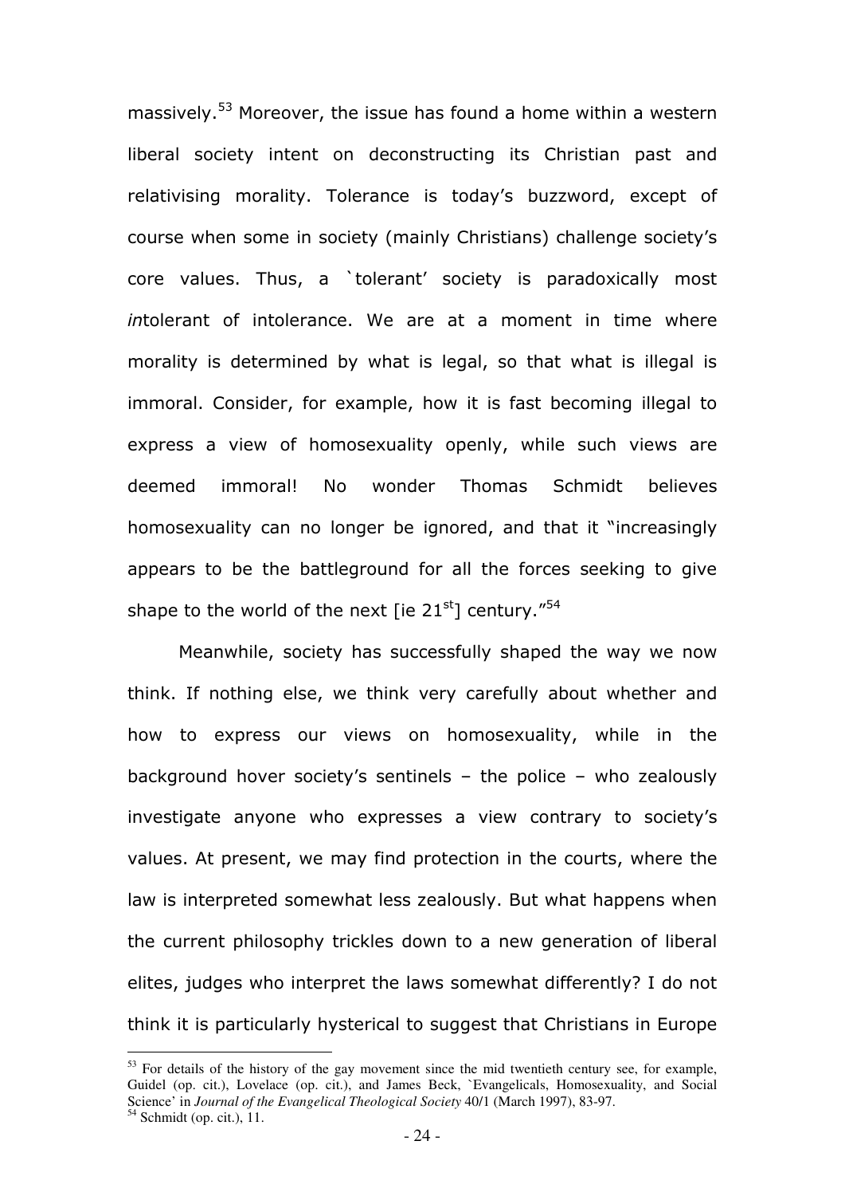massively.[53] Moreover, the issue has found a home within a western liberal society intent on deconstructing its Christian past and relativising morality. Tolerance is today's buzzword, except of course when some in society (mainly Christians) challenge society's core values. Thus, a `tolerant' society is paradoxically most *in*tolerant of intolerance. We are at a moment in time where morality is determined by what is legal, so that what is illegal is immoral. Consider, for example, how it is fast becoming illegal to express a view of homosexuality openly, while such views are deemed immoral! No wonder Thomas Schmidt believes homosexuality can no longer be ignored, and that it "increasingly appears to be the battleground for all the forces seeking to give shape to the world of the next [ie 21st] century."[54]

Meanwhile, society has successfully shaped the way we now think. If nothing else, we think very carefully about whether and how to express our views on homosexuality, while in the background hover society's sentinels – the police – who zealously investigate anyone who expresses a view contrary to society's values. At present, we may find protection in the courts, where the law is interpreted somewhat less zealously. But what happens when the current philosophy trickles down to a new generation of liberal elites, judges who interpret the laws somewhat differently? I do not think it is particularly hysterical to suggest that Christians in Europe

---

[53] For details of the history of the gay movement since the mid twentieth century see, for example, Guidel (op. cit.), Lovelace (op. cit.), and James Beck, `Evangelicals, Homosexuality, and Social Science' in *Journal of the Evangelical Theological Society* 40/1 (March 1997), 83-97.

[54] Schmidt (op. cit.), 11.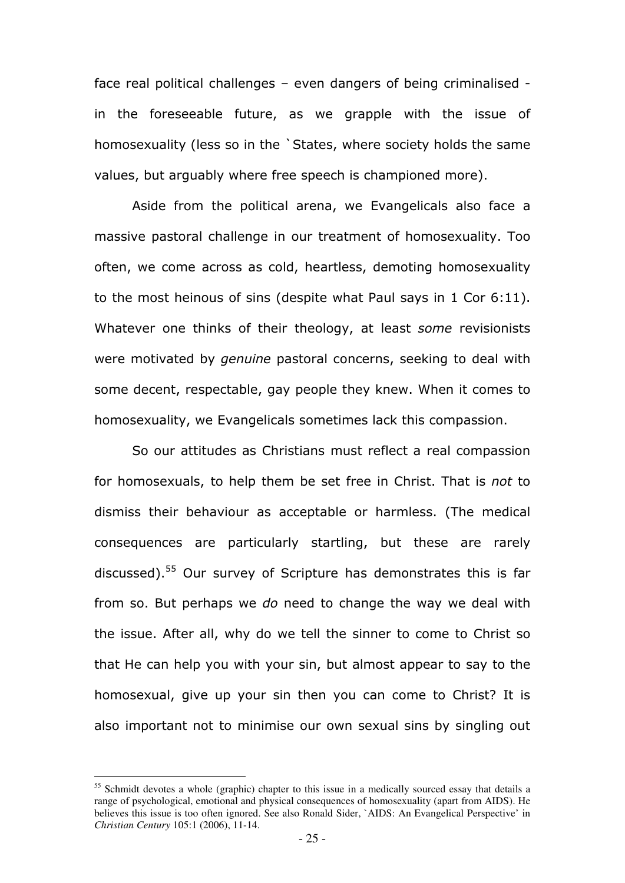face real political challenges – even dangers of being criminalised - in the foreseeable future, as we grapple with the issue of homosexuality (less so in the `States, where society holds the same values, but arguably where free speech is championed more).

Aside from the political arena, we Evangelicals also face a massive pastoral challenge in our treatment of homosexuality. Too often, we come across as cold, heartless, demoting homosexuality to the most heinous of sins (despite what Paul says in 1 Cor 6:11). Whatever one thinks of their theology, at least *some* revisionists were motivated by *genuine* pastoral concerns, seeking to deal with some decent, respectable, gay people they knew. When it comes to homosexuality, we Evangelicals sometimes lack this compassion.

So our attitudes as Christians must reflect a real compassion for homosexuals, to help them be set free in Christ. That is *not* to dismiss their behaviour as acceptable or harmless. (The medical consequences are particularly startling, but these are rarely discussed).[55] Our survey of Scripture has demonstrates this is far from so. But perhaps we *do* need to change the way we deal with the issue. After all, why do we tell the sinner to come to Christ so that He can help you with your sin, but almost appear to say to the homosexual, give up your sin then you can come to Christ? It is also important not to minimise our own sexual sins by singling out

---

[55] Schmidt devotes a whole (graphic) chapter to this issue in a medically sourced essay that details a range of psychological, emotional and physical consequences of homosexuality (apart from AIDS). He believes this issue is too often ignored. See also Ronald Sider, `AIDS: An Evangelical Perspective' in *Christian Century* 105:1 (2006), 11-14.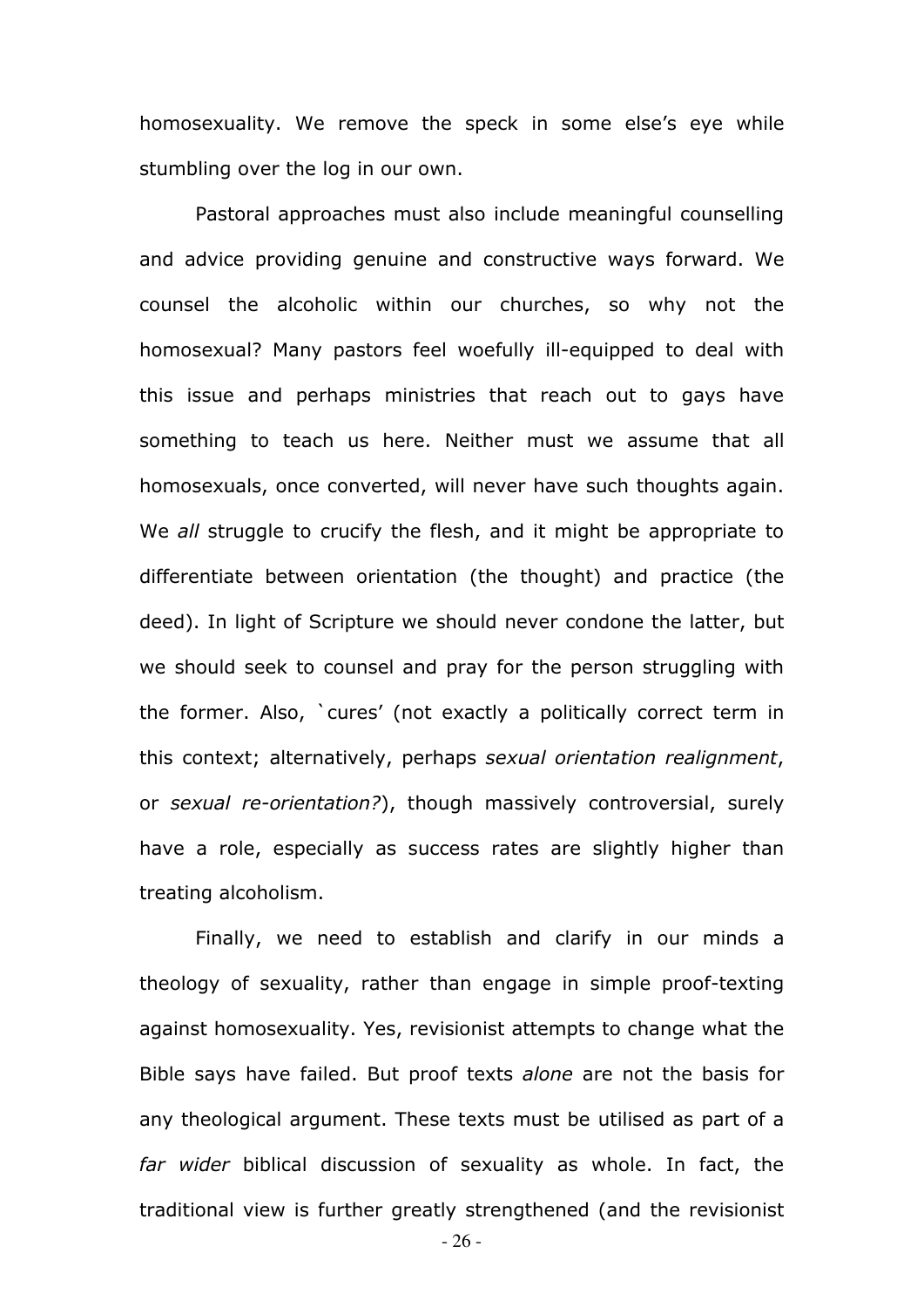homosexuality. We remove the speck in some else's eye while stumbling over the log in our own.

Pastoral approaches must also include meaningful counselling and advice providing genuine and constructive ways forward. We counsel the alcoholic within our churches, so why not the homosexual? Many pastors feel woefully ill-equipped to deal with this issue and perhaps ministries that reach out to gays have something to teach us here. Neither must we assume that all homosexuals, once converted, will never have such thoughts again. We *all* struggle to crucify the flesh, and it might be appropriate to differentiate between orientation (the thought) and practice (the deed). In light of Scripture we should never condone the latter, but we should seek to counsel and pray for the person struggling with the former. Also, `cures' (not exactly a politically correct term in this context; alternatively, perhaps *sexual orientation realignment*, or *sexual re-orientation?*), though massively controversial, surely have a role, especially as success rates are slightly higher than treating alcoholism.

Finally, we need to establish and clarify in our minds a theology of sexuality, rather than engage in simple proof-texting against homosexuality. Yes, revisionist attempts to change what the Bible says have failed. But proof texts *alone* are not the basis for any theological argument. These texts must be utilised as part of a *far wider* biblical discussion of sexuality as whole. In fact, the traditional view is further greatly strengthened (and the revisionist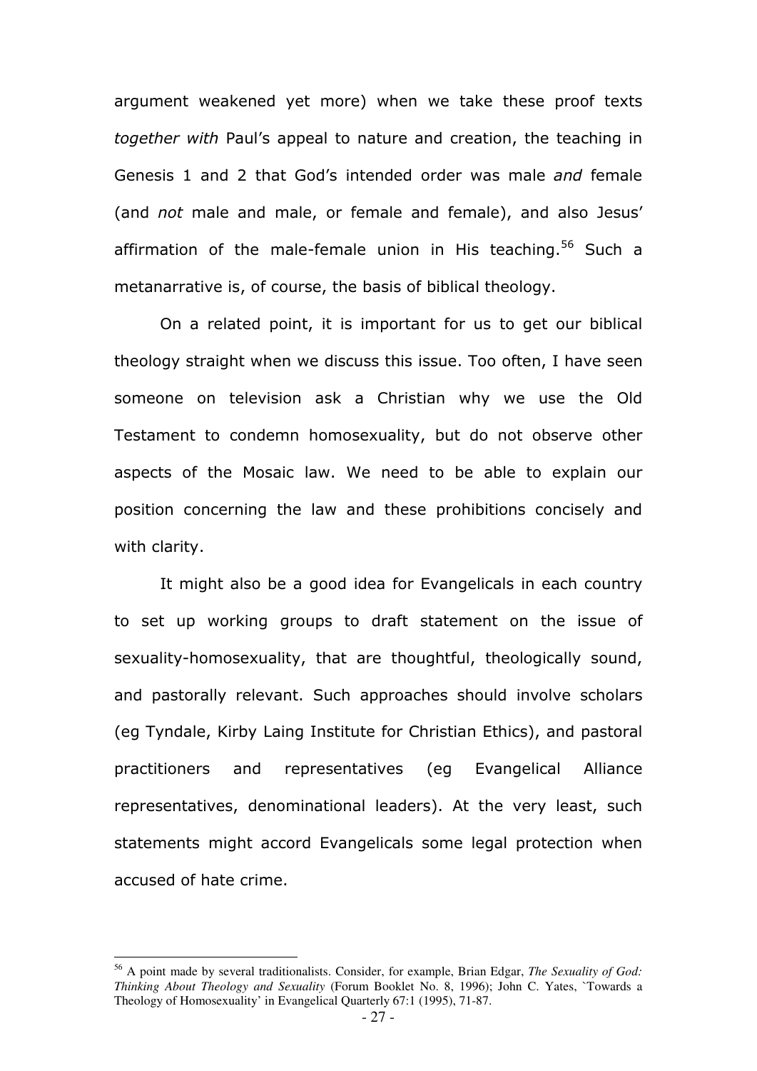argument weakened yet more) when we take these proof texts *together with* Paul's appeal to nature and creation, the teaching in Genesis 1 and 2 that God's intended order was male *and* female (and *not* male and male, or female and female), and also Jesus' affirmation of the male-female union in His teaching.[56] Such a metanarrative is, of course, the basis of biblical theology.

On a related point, it is important for us to get our biblical theology straight when we discuss this issue. Too often, I have seen someone on television ask a Christian why we use the Old Testament to condemn homosexuality, but do not observe other aspects of the Mosaic law. We need to be able to explain our position concerning the law and these prohibitions concisely and with clarity.

It might also be a good idea for Evangelicals in each country to set up working groups to draft statement on the issue of sexuality-homosexuality, that are thoughtful, theologically sound, and pastorally relevant. Such approaches should involve scholars (eg Tyndale, Kirby Laing Institute for Christian Ethics), and pastoral practitioners and representatives (eg Evangelical Alliance representatives, denominational leaders). At the very least, such statements might accord Evangelicals some legal protection when accused of hate crime.

---

[56] A point made by several traditionalists. Consider, for example, Brian Edgar, *The Sexuality of God: Thinking About Theology and Sexuality* (Forum Booklet No. 8, 1996); John C. Yates, `Towards a Theology of Homosexuality' in Evangelical Quarterly 67:1 (1995), 71-87.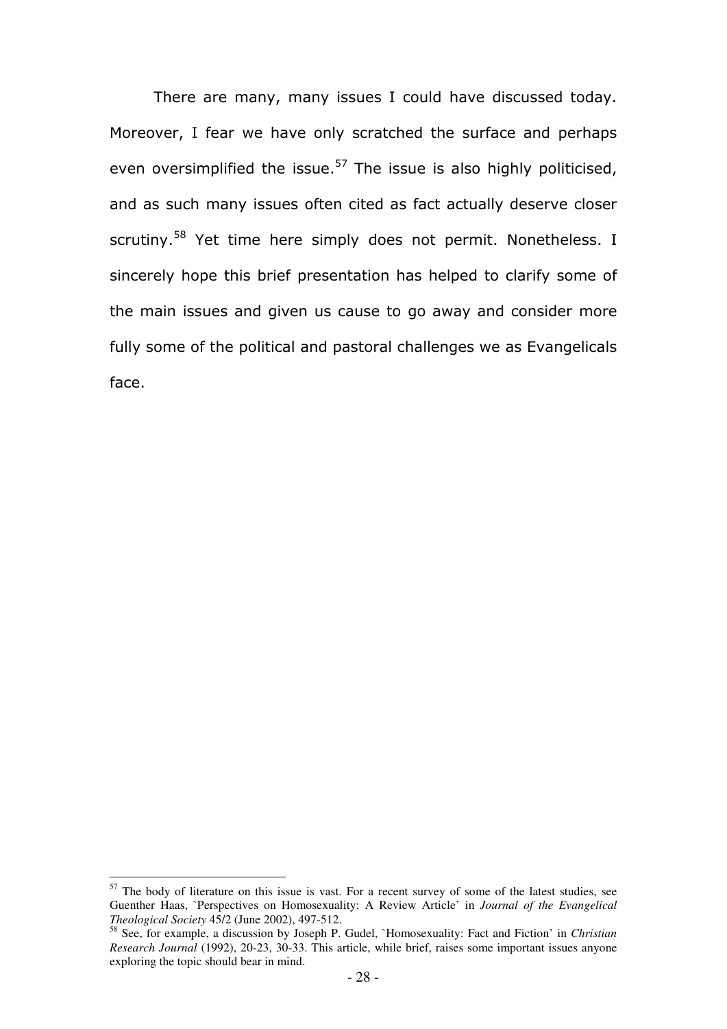There are many, many issues I could have discussed today. Moreover, I fear we have only scratched the surface and perhaps even oversimplified the issue.[57] The issue is also highly politicised, and as such many issues often cited as fact actually deserve closer scrutiny.[58] Yet time here simply does not permit. Nonetheless. I sincerely hope this brief presentation has helped to clarify some of the main issues and given us cause to go away and consider more fully some of the political and pastoral challenges we as Evangelicals face.

---

[57] The body of literature on this issue is vast. For a recent survey of some of the latest studies, see Guenther Haas, `Perspectives on Homosexuality: A Review Article' in *Journal of the Evangelical Theological Society* 45/2 (June 2002), 497-512.

[58] See, for example, a discussion by Joseph P. Gudel, `Homosexuality: Fact and Fiction' in *Christian Research Journal* (1992), 20-23, 30-33. This article, while brief, raises some important issues anyone exploring the topic should bear in mind.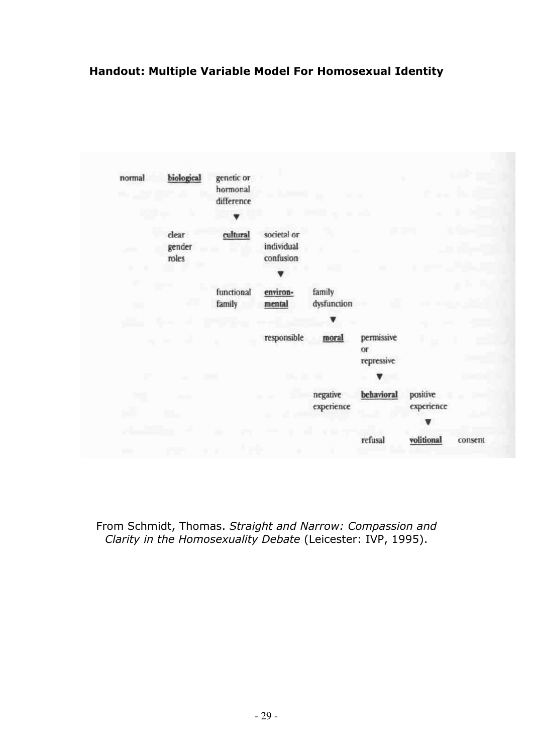**Handout: Multiple Variable Model For Homosexual Identity**

normal **biological** genetic or hormonal difference

▼

clear gender roles **cultural** societal or individual confusion

▼

functional family **environ-mental** family dysfunction

▼

responsible **moral** permissive or repressive

▼

negative experience **behavioral** positive experience

▼

refusal **volitional** consent

From Schmidt, Thomas. *Straight and Narrow: Compassion and Clarity in the Homosexuality Debate* (Leicester: IVP, 1995).